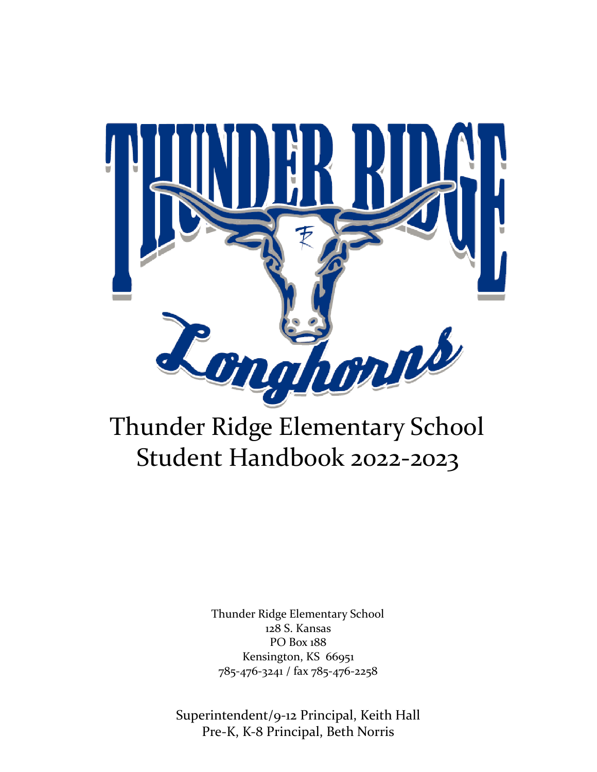# Thunder Ridge Elementary School Student Handbook 2022-2023

Thunder Ridge Elementary School
128 S. Kansas
PO Box 188
Kensington, KS 66951
785-476-3241 / fax 785-476-2258

Superintendent/9-12 Principal, Keith Hall
Pre-K, K-8 Principal, Beth Norris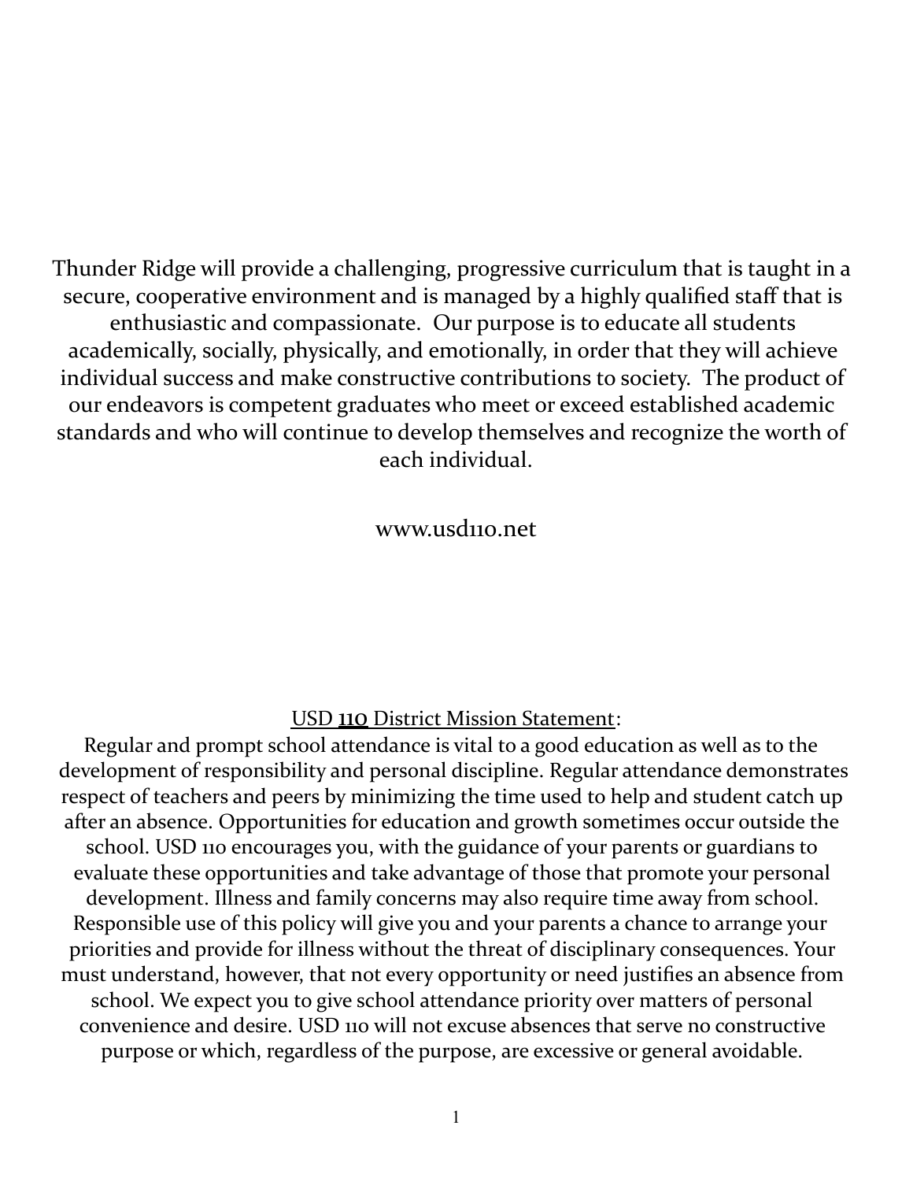Thunder Ridge will provide a challenging, progressive curriculum that is taught in a secure, cooperative environment and is managed by a highly qualified staff that is enthusiastic and compassionate. Our purpose is to educate all students academically, socially, physically, and emotionally, in order that they will achieve individual success and make constructive contributions to society. The product of our endeavors is competent graduates who meet or exceed established academic standards and who will continue to develop themselves and recognize the worth of each individual.

www.usd110.net

USD **110** District Mission Statement:

Regular and prompt school attendance is vital to a good education as well as to the development of responsibility and personal discipline. Regular attendance demonstrates respect of teachers and peers by minimizing the time used to help and student catch up after an absence. Opportunities for education and growth sometimes occur outside the school. USD 110 encourages you, with the guidance of your parents or guardians to evaluate these opportunities and take advantage of those that promote your personal development. Illness and family concerns may also require time away from school. Responsible use of this policy will give you and your parents a chance to arrange your priorities and provide for illness without the threat of disciplinary consequences. Your must understand, however, that not every opportunity or need justifies an absence from school. We expect you to give school attendance priority over matters of personal convenience and desire. USD 110 will not excuse absences that serve no constructive purpose or which, regardless of the purpose, are excessive or general avoidable.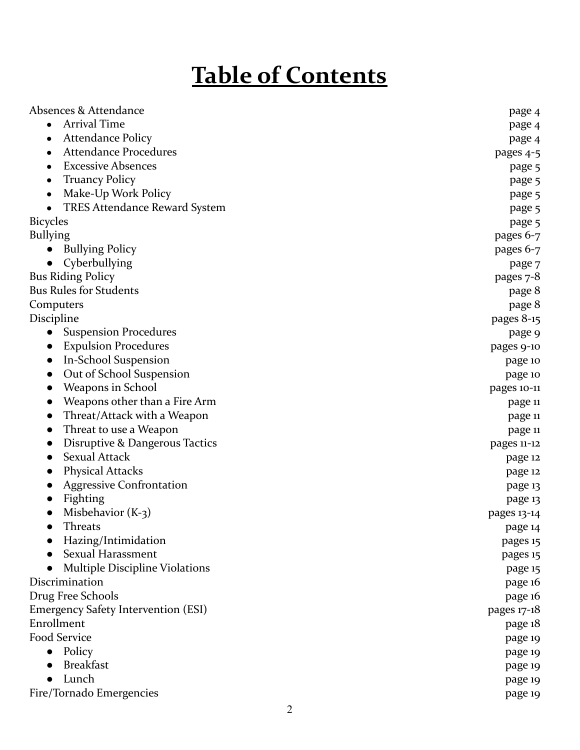# Table of Contents

Absences & Attendance page 4
- Arrival Time page 4
- Attendance Policy page 4
- Attendance Procedures pages 4-5
- Excessive Absences page 5
- Truancy Policy page 5
- Make-Up Work Policy page 5
- TRES Attendance Reward System page 5

Bicycles page 5

Bullying pages 6-7
- Bullying Policy pages 6-7
- Cyberbullying page 7

Bus Riding Policy pages 7-8

Bus Rules for Students page 8

Computers page 8

Discipline pages 8-15
- Suspension Procedures page 9
- Expulsion Procedures pages 9-10
- In-School Suspension page 10
- Out of School Suspension page 10
- Weapons in School pages 10-11
- Weapons other than a Fire Arm page 11
- Threat/Attack with a Weapon page 11
- Threat to use a Weapon page 11
- Disruptive & Dangerous Tactics pages 11-12
- Sexual Attack page 12
- Physical Attacks page 12
- Aggressive Confrontation page 13
- Fighting page 13
- Misbehavior (K-3) pages 13-14
- Threats page 14
- Hazing/Intimidation pages 15
- Sexual Harassment pages 15
- Multiple Discipline Violations page 15

Discrimination page 16

Drug Free Schools page 16

Emergency Safety Intervention (ESI) pages 17-18

Enrollment page 18

Food Service page 19
- Policy page 19
- Breakfast page 19
- Lunch page 19

Fire/Tornado Emergencies page 19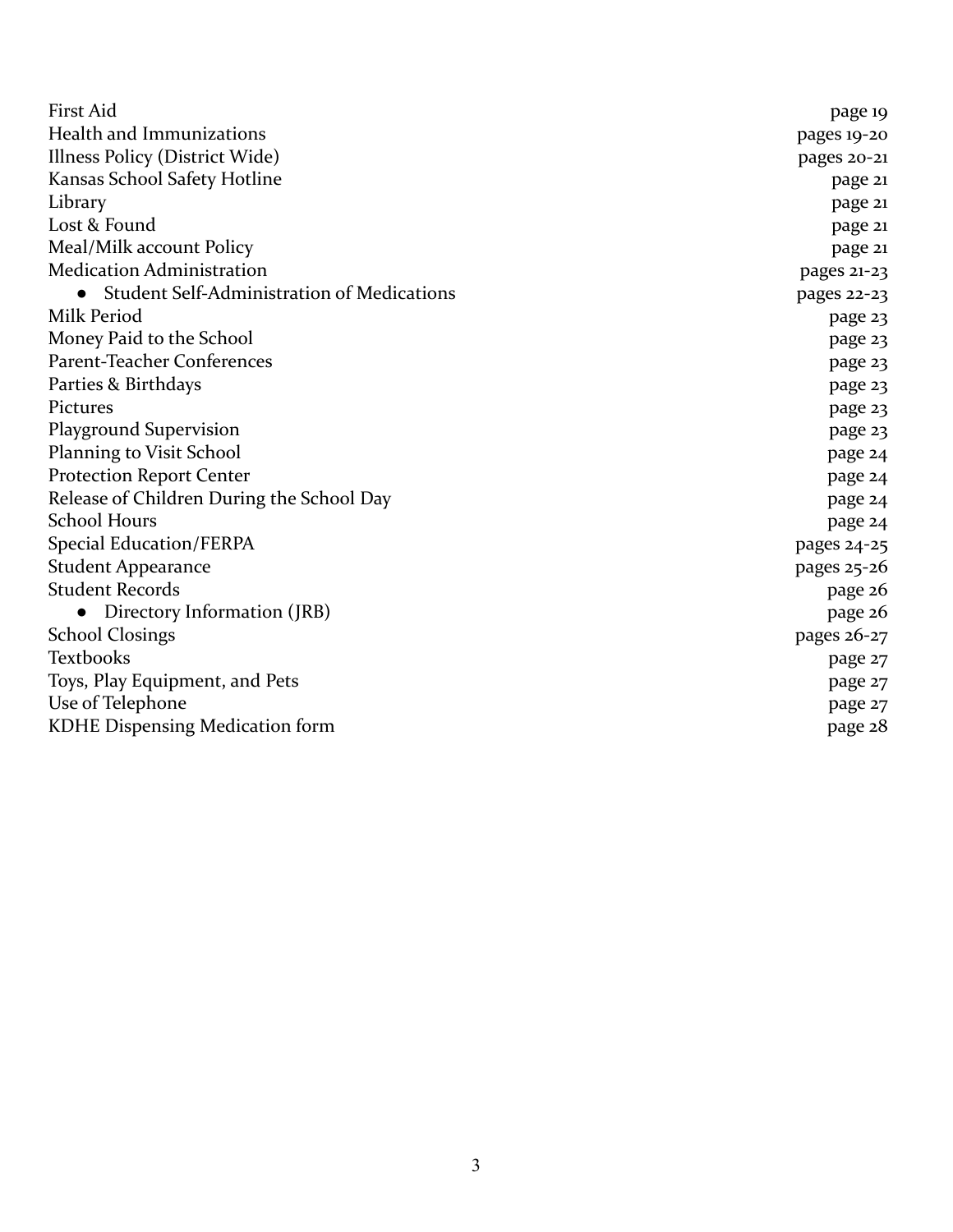| | |
|---|---|
| First Aid | page 19 |
| Health and Immunizations | pages 19-20 |
| Illness Policy (District Wide) | pages 20-21 |
| Kansas School Safety Hotline | page 21 |
| Library | page 21 |
| Lost & Found | page 21 |
| Meal/Milk account Policy | page 21 |
| Medication Administration | pages 21-23 |
| • Student Self-Administration of Medications | pages 22-23 |
| Milk Period | page 23 |
| Money Paid to the School | page 23 |
| Parent-Teacher Conferences | page 23 |
| Parties & Birthdays | page 23 |
| Pictures | page 23 |
| Playground Supervision | page 23 |
| Planning to Visit School | page 24 |
| Protection Report Center | page 24 |
| Release of Children During the School Day | page 24 |
| School Hours | page 24 |
| Special Education/FERPA | pages 24-25 |
| Student Appearance | pages 25-26 |
| Student Records | page 26 |
| • Directory Information (JRB) | page 26 |
| School Closings | pages 26-27 |
| Textbooks | page 27 |
| Toys, Play Equipment, and Pets | page 27 |
| Use of Telephone | page 27 |
| KDHE Dispensing Medication form | page 28 |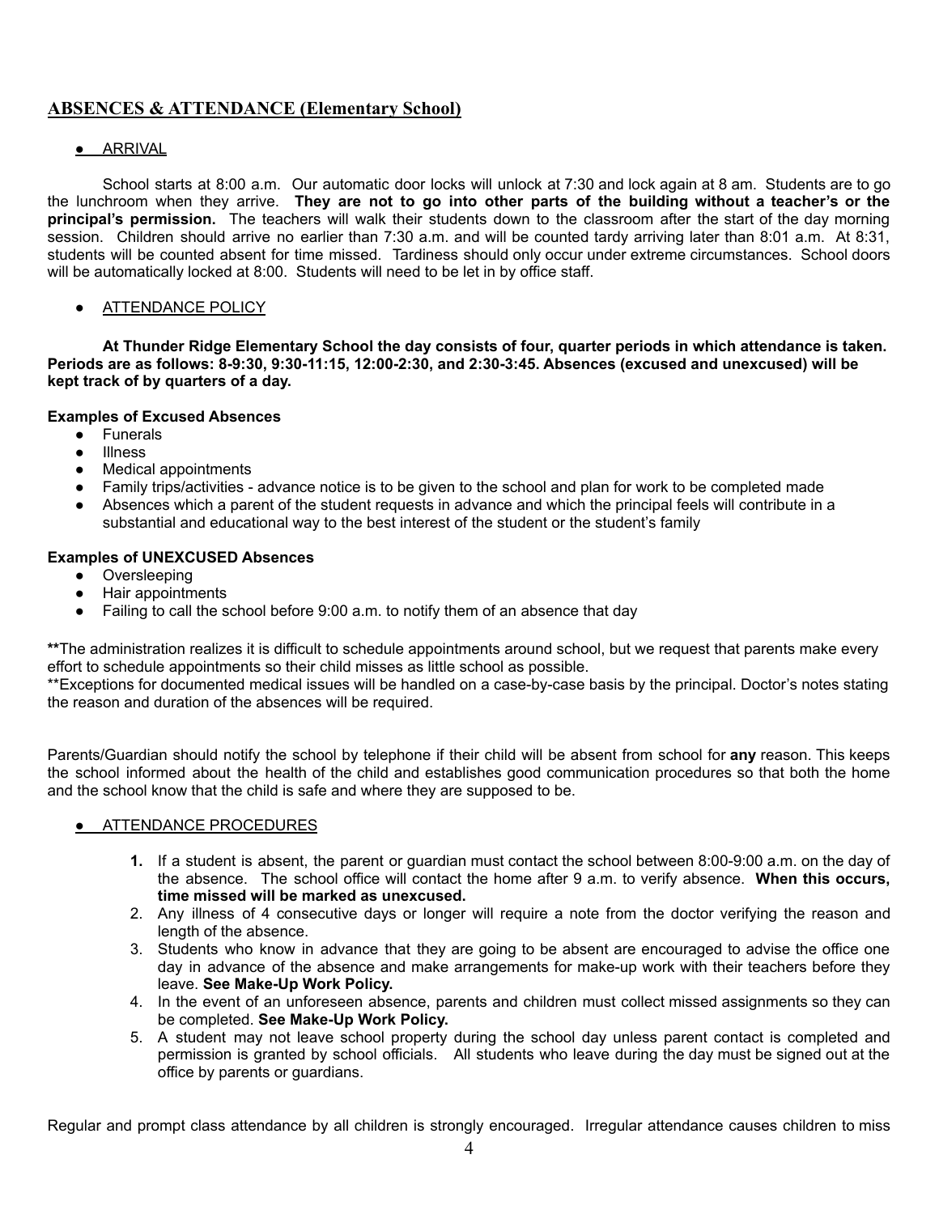## ABSENCES & ATTENDANCE (Elementary School)

- ARRIVAL

School starts at 8:00 a.m. Our automatic door locks will unlock at 7:30 and lock again at 8 am. Students are to go the lunchroom when they arrive. **They are not to go into other parts of the building without a teacher's or the principal's permission.** The teachers will walk their students down to the classroom after the start of the day morning session. Children should arrive no earlier than 7:30 a.m. and will be counted tardy arriving later than 8:01 a.m. At 8:31, students will be counted absent for time missed. Tardiness should only occur under extreme circumstances. School doors will be automatically locked at 8:00. Students will need to be let in by office staff.

- ATTENDANCE POLICY

**At Thunder Ridge Elementary School the day consists of four, quarter periods in which attendance is taken. Periods are as follows: 8-9:30, 9:30-11:15, 12:00-2:30, and 2:30-3:45. Absences (excused and unexcused) will be kept track of by quarters of a day.**

**Examples of Excused Absences**

- Funerals
- Illness
- Medical appointments
- Family trips/activities - advance notice is to be given to the school and plan for work to be completed made
- Absences which a parent of the student requests in advance and which the principal feels will contribute in a substantial and educational way to the best interest of the student or the student's family

**Examples of UNEXCUSED Absences**

- Oversleeping
- Hair appointments
- Failing to call the school before 9:00 a.m. to notify them of an absence that day

**The administration realizes it is difficult to schedule appointments around school, but we request that parents make every effort to schedule appointments so their child misses as little school as possible.
**Exceptions for documented medical issues will be handled on a case-by-case basis by the principal. Doctor's notes stating the reason and duration of the absences will be required.

Parents/Guardian should notify the school by telephone if their child will be absent from school for **any** reason. This keeps the school informed about the health of the child and establishes good communication procedures so that both the home and the school know that the child is safe and where they are supposed to be.

- ATTENDANCE PROCEDURES

1. If a student is absent, the parent or guardian must contact the school between 8:00-9:00 a.m. on the day of the absence. The school office will contact the home after 9 a.m. to verify absence. **When this occurs, time missed will be marked as unexcused.**
2. Any illness of 4 consecutive days or longer will require a note from the doctor verifying the reason and length of the absence.
3. Students who know in advance that they are going to be absent are encouraged to advise the office one day in advance of the absence and make arrangements for make-up work with their teachers before they leave. **See Make-Up Work Policy.**
4. In the event of an unforeseen absence, parents and children must collect missed assignments so they can be completed. **See Make-Up Work Policy.**
5. A student may not leave school property during the school day unless parent contact is completed and permission is granted by school officials. All students who leave during the day must be signed out at the office by parents or guardians.

Regular and prompt class attendance by all children is strongly encouraged. Irregular attendance causes children to miss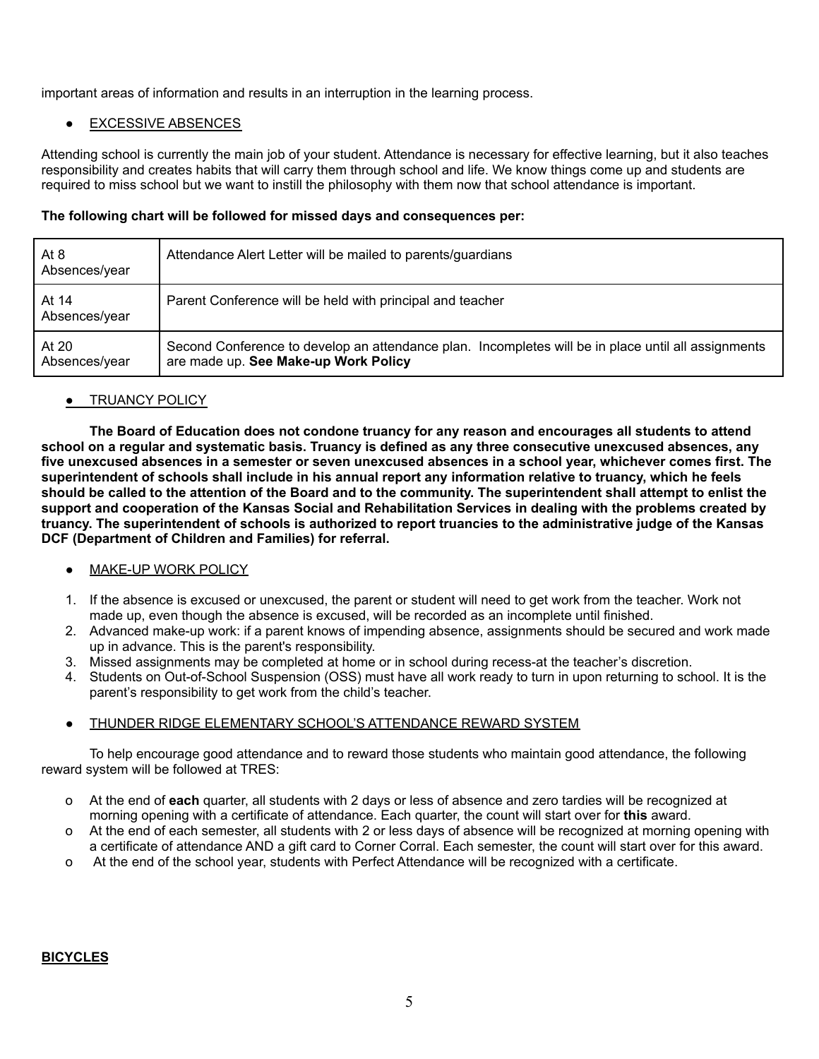important areas of information and results in an interruption in the learning process.

- EXCESSIVE ABSENCES

Attending school is currently the main job of your student. Attendance is necessary for effective learning, but it also teaches responsibility and creates habits that will carry them through school and life. We know things come up and students are required to miss school but we want to instill the philosophy with them now that school attendance is important.

**The following chart will be followed for missed days and consequences per:**

| | |
|---|---|
| At 8 Absences/year | Attendance Alert Letter will be mailed to parents/guardians |
| At 14 Absences/year | Parent Conference will be held with principal and teacher |
| At 20 Absences/year | Second Conference to develop an attendance plan. Incompletes will be in place until all assignments are made up. **See Make-up Work Policy** |

- TRUANCY POLICY

**The Board of Education does not condone truancy for any reason and encourages all students to attend school on a regular and systematic basis. Truancy is defined as any three consecutive unexcused absences, any five unexcused absences in a semester or seven unexcused absences in a school year, whichever comes first. The superintendent of schools shall include in his annual report any information relative to truancy, which he feels should be called to the attention of the Board and to the community. The superintendent shall attempt to enlist the support and cooperation of the Kansas Social and Rehabilitation Services in dealing with the problems created by truancy. The superintendent of schools is authorized to report truancies to the administrative judge of the Kansas DCF (Department of Children and Families) for referral.**

- MAKE-UP WORK POLICY

1. If the absence is excused or unexcused, the parent or student will need to get work from the teacher. Work not made up, even though the absence is excused, will be recorded as an incomplete until finished.
2. Advanced make-up work: if a parent knows of impending absence, assignments should be secured and work made up in advance. This is the parent's responsibility.
3. Missed assignments may be completed at home or in school during recess-at the teacher's discretion.
4. Students on Out-of-School Suspension (OSS) must have all work ready to turn in upon returning to school. It is the parent's responsibility to get work from the child's teacher.

- THUNDER RIDGE ELEMENTARY SCHOOL'S ATTENDANCE REWARD SYSTEM

To help encourage good attendance and to reward those students who maintain good attendance, the following reward system will be followed at TRES:

- At the end of **each** quarter, all students with 2 days or less of absence and zero tardies will be recognized at morning opening with a certificate of attendance. Each quarter, the count will start over for **this** award.
- At the end of each semester, all students with 2 or less days of absence will be recognized at morning opening with a certificate of attendance AND a gift card to Corner Corral. Each semester, the count will start over for this award.
- At the end of the school year, students with Perfect Attendance will be recognized with a certificate.

**BICYCLES**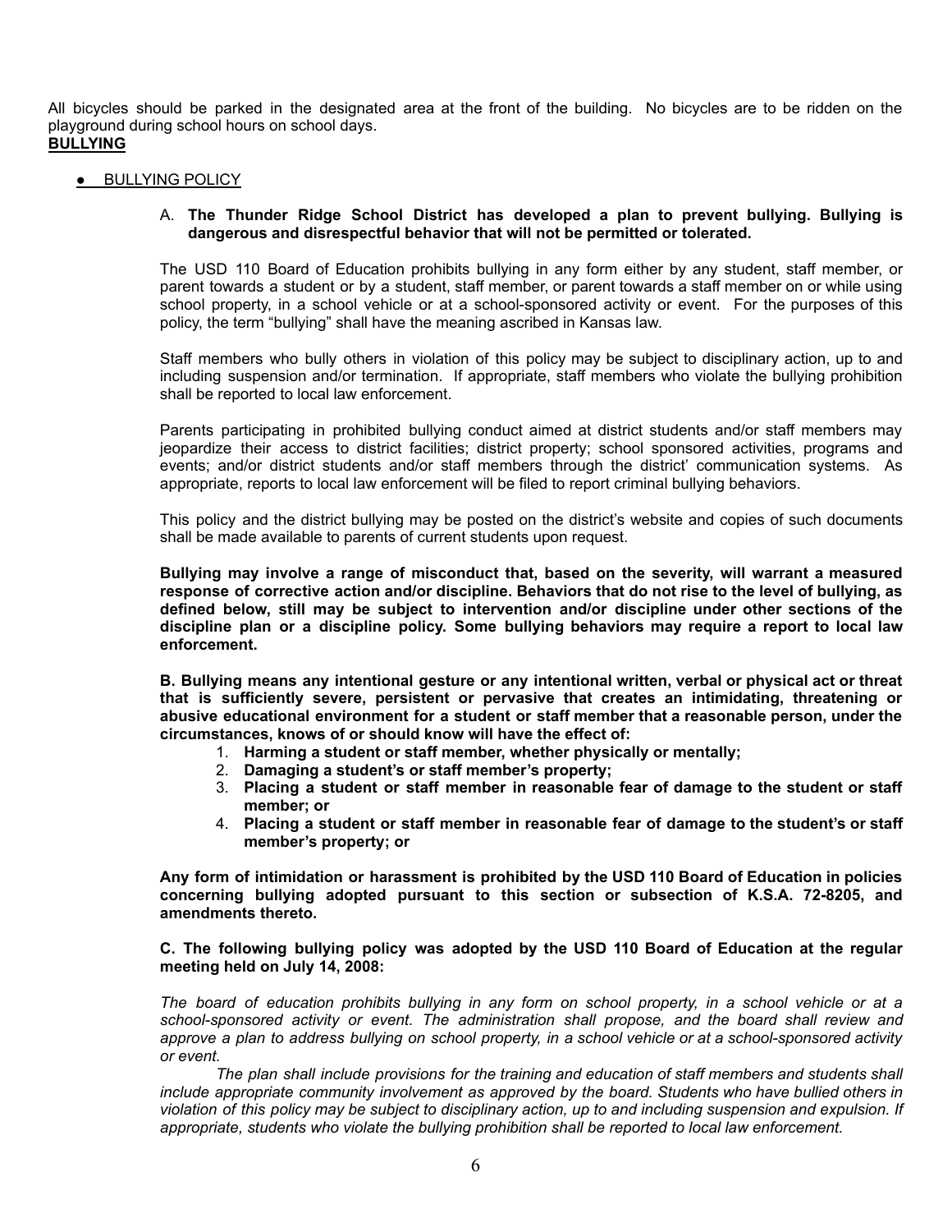All bicycles should be parked in the designated area at the front of the building. No bicycles are to be ridden on the playground during school hours on school days.

**BULLYING**

- <u>BULLYING POLICY</u>

A. **The Thunder Ridge School District has developed a plan to prevent bullying. Bullying is dangerous and disrespectful behavior that will not be permitted or tolerated.**

The USD 110 Board of Education prohibits bullying in any form either by any student, staff member, or parent towards a student or by a student, staff member, or parent towards a staff member on or while using school property, in a school vehicle or at a school-sponsored activity or event. For the purposes of this policy, the term "bullying" shall have the meaning ascribed in Kansas law.

Staff members who bully others in violation of this policy may be subject to disciplinary action, up to and including suspension and/or termination. If appropriate, staff members who violate the bullying prohibition shall be reported to local law enforcement.

Parents participating in prohibited bullying conduct aimed at district students and/or staff members may jeopardize their access to district facilities; district property; school sponsored activities, programs and events; and/or district students and/or staff members through the district' communication systems. As appropriate, reports to local law enforcement will be filed to report criminal bullying behaviors.

This policy and the district bullying may be posted on the district's website and copies of such documents shall be made available to parents of current students upon request.

**Bullying may involve a range of misconduct that, based on the severity, will warrant a measured response of corrective action and/or discipline. Behaviors that do not rise to the level of bullying, as defined below, still may be subject to intervention and/or discipline under other sections of the discipline plan or a discipline policy. Some bullying behaviors may require a report to local law enforcement.**

**B. Bullying means any intentional gesture or any intentional written, verbal or physical act or threat that is sufficiently severe, persistent or pervasive that creates an intimidating, threatening or abusive educational environment for a student or staff member that a reasonable person, under the circumstances, knows of or should know will have the effect of:**

1. **Harming a student or staff member, whether physically or mentally;**
2. **Damaging a student's or staff member's property;**
3. **Placing a student or staff member in reasonable fear of damage to the student or staff member; or**
4. **Placing a student or staff member in reasonable fear of damage to the student's or staff member's property; or**

**Any form of intimidation or harassment is prohibited by the USD 110 Board of Education in policies concerning bullying adopted pursuant to this section or subsection of K.S.A. 72-8205, and amendments thereto.**

**C. The following bullying policy was adopted by the USD 110 Board of Education at the regular meeting held on July 14, 2008:**

*The board of education prohibits bullying in any form on school property, in a school vehicle or at a school-sponsored activity or event. The administration shall propose, and the board shall review and approve a plan to address bullying on school property, in a school vehicle or at a school-sponsored activity or event.*

*The plan shall include provisions for the training and education of staff members and students shall include appropriate community involvement as approved by the board. Students who have bullied others in violation of this policy may be subject to disciplinary action, up to and including suspension and expulsion. If appropriate, students who violate the bullying prohibition shall be reported to local law enforcement.*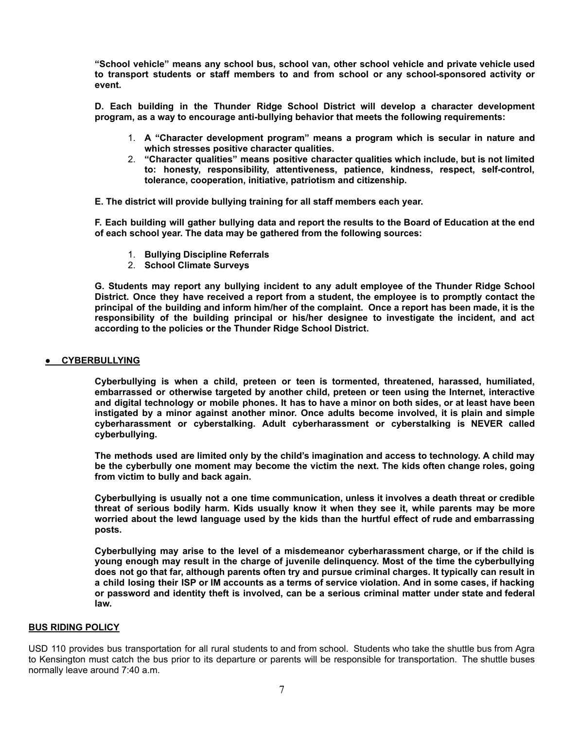**"School vehicle" means any school bus, school van, other school vehicle and private vehicle used to transport students or staff members to and from school or any school-sponsored activity or event.**

**D. Each building in the Thunder Ridge School District will develop a character development program, as a way to encourage anti-bullying behavior that meets the following requirements:**

1. **A "Character development program" means a program which is secular in nature and which stresses positive character qualities.**
2. **"Character qualities" means positive character qualities which include, but is not limited to: honesty, responsibility, attentiveness, patience, kindness, respect, self-control, tolerance, cooperation, initiative, patriotism and citizenship.**

**E. The district will provide bullying training for all staff members each year.**

**F. Each building will gather bullying data and report the results to the Board of Education at the end of each school year. The data may be gathered from the following sources:**

1. **Bullying Discipline Referrals**
2. **School Climate Surveys**

**G. Students may report any bullying incident to any adult employee of the Thunder Ridge School District. Once they have received a report from a student, the employee is to promptly contact the principal of the building and inform him/her of the complaint. Once a report has been made, it is the responsibility of the building principal or his/her designee to investigate the incident, and act according to the policies or the Thunder Ridge School District.**

- **CYBERBULLYING**

**Cyberbullying is when a child, preteen or teen is tormented, threatened, harassed, humiliated, embarrassed or otherwise targeted by another child, preteen or teen using the Internet, interactive and digital technology or mobile phones. It has to have a minor on both sides, or at least have been instigated by a minor against another minor. Once adults become involved, it is plain and simple cyberharassment or cyberstalking. Adult cyberharassment or cyberstalking is NEVER called cyberbullying.**

**The methods used are limited only by the child's imagination and access to technology. A child may be the cyberbully one moment may become the victim the next. The kids often change roles, going from victim to bully and back again.**

**Cyberbullying is usually not a one time communication, unless it involves a death threat or credible threat of serious bodily harm. Kids usually know it when they see it, while parents may be more worried about the lewd language used by the kids than the hurtful effect of rude and embarrassing posts.**

**Cyberbullying may arise to the level of a misdemeanor cyberharassment charge, or if the child is young enough may result in the charge of juvenile delinquency. Most of the time the cyberbullying does not go that far, although parents often try and pursue criminal charges. It typically can result in a child losing their ISP or IM accounts as a terms of service violation. And in some cases, if hacking or password and identity theft is involved, can be a serious criminal matter under state and federal law.**

## BUS RIDING POLICY

USD 110 provides bus transportation for all rural students to and from school. Students who take the shuttle bus from Agra to Kensington must catch the bus prior to its departure or parents will be responsible for transportation. The shuttle buses normally leave around 7:40 a.m.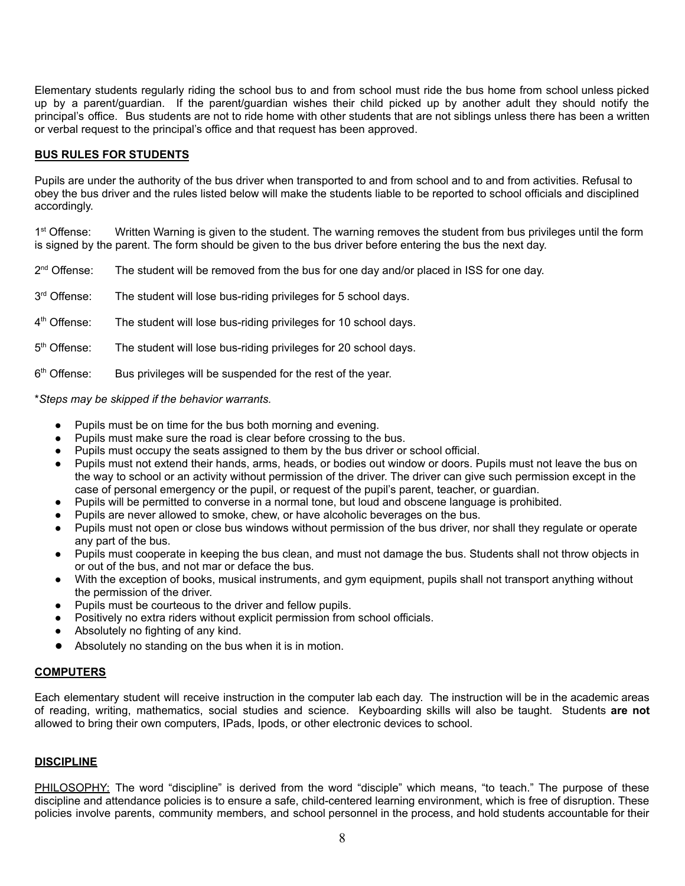Elementary students regularly riding the school bus to and from school must ride the bus home from school unless picked up by a parent/guardian. If the parent/guardian wishes their child picked up by another adult they should notify the principal's office. Bus students are not to ride home with other students that are not siblings unless there has been a written or verbal request to the principal's office and that request has been approved.

## BUS RULES FOR STUDENTS

Pupils are under the authority of the bus driver when transported to and from school and to and from activities. Refusal to obey the bus driver and the rules listed below will make the students liable to be reported to school officials and disciplined accordingly.

1st Offense: Written Warning is given to the student. The warning removes the student from bus privileges until the form is signed by the parent. The form should be given to the bus driver before entering the bus the next day.

2nd Offense: The student will be removed from the bus for one day and/or placed in ISS for one day.

3rd Offense: The student will lose bus-riding privileges for 5 school days.

4th Offense: The student will lose bus-riding privileges for 10 school days.

5th Offense: The student will lose bus-riding privileges for 20 school days.

6th Offense: Bus privileges will be suspended for the rest of the year.

**Steps may be skipped if the behavior warrants.*

- Pupils must be on time for the bus both morning and evening.
- Pupils must make sure the road is clear before crossing to the bus.
- Pupils must occupy the seats assigned to them by the bus driver or school official.
- Pupils must not extend their hands, arms, heads, or bodies out window or doors. Pupils must not leave the bus on the way to school or an activity without permission of the driver. The driver can give such permission except in the case of personal emergency or the pupil, or request of the pupil's parent, teacher, or guardian.
- Pupils will be permitted to converse in a normal tone, but loud and obscene language is prohibited.
- Pupils are never allowed to smoke, chew, or have alcoholic beverages on the bus.
- Pupils must not open or close bus windows without permission of the bus driver, nor shall they regulate or operate any part of the bus.
- Pupils must cooperate in keeping the bus clean, and must not damage the bus. Students shall not throw objects in or out of the bus, and not mar or deface the bus.
- With the exception of books, musical instruments, and gym equipment, pupils shall not transport anything without the permission of the driver.
- Pupils must be courteous to the driver and fellow pupils.
- Positively no extra riders without explicit permission from school officials.
- Absolutely no fighting of any kind.
- Absolutely no standing on the bus when it is in motion.

## COMPUTERS

Each elementary student will receive instruction in the computer lab each day. The instruction will be in the academic areas of reading, writing, mathematics, social studies and science. Keyboarding skills will also be taught. Students **are not** allowed to bring their own computers, IPads, Ipods, or other electronic devices to school.

## DISCIPLINE

PHILOSOPHY: The word "discipline" is derived from the word "disciple" which means, "to teach." The purpose of these discipline and attendance policies is to ensure a safe, child-centered learning environment, which is free of disruption. These policies involve parents, community members, and school personnel in the process, and hold students accountable for their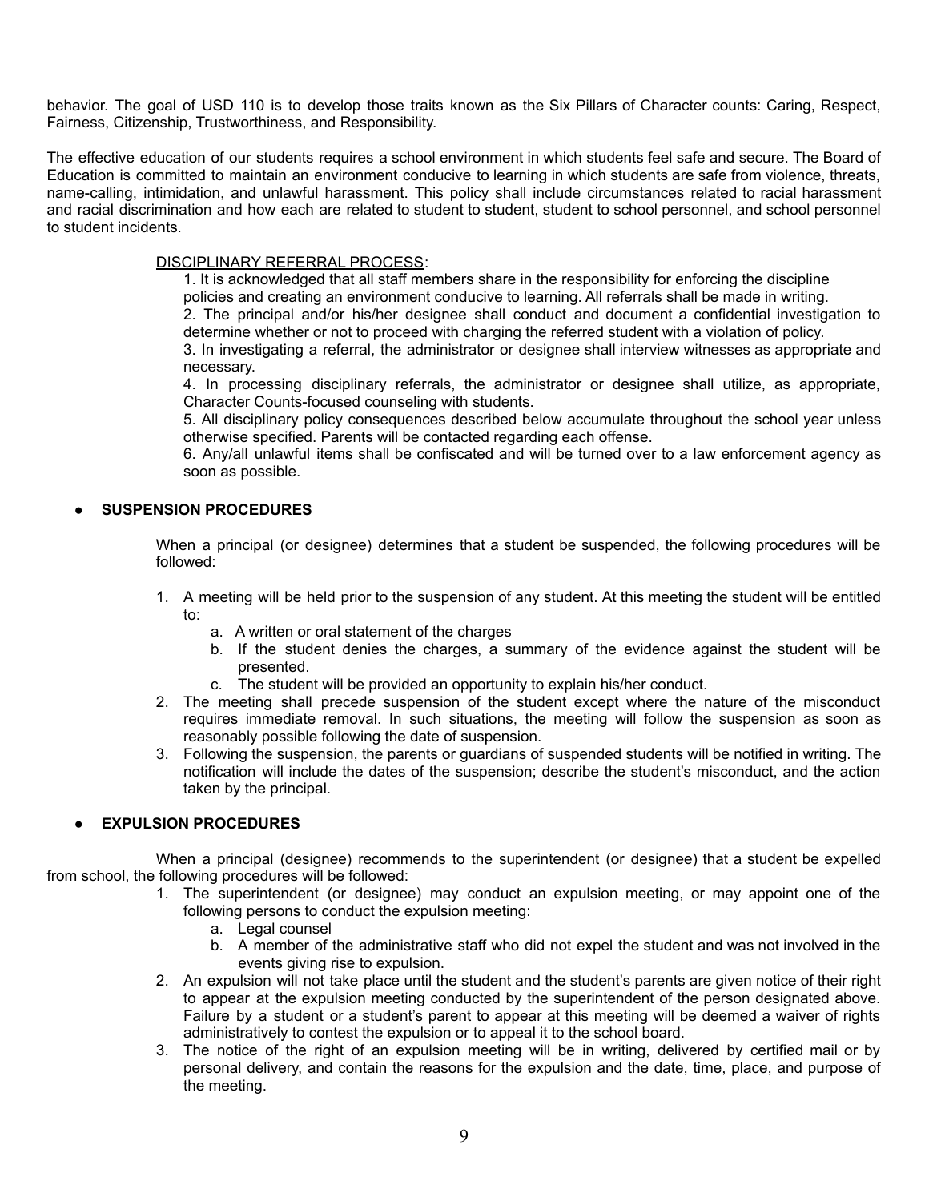behavior. The goal of USD 110 is to develop those traits known as the Six Pillars of Character counts: Caring, Respect, Fairness, Citizenship, Trustworthiness, and Responsibility.

The effective education of our students requires a school environment in which students feel safe and secure. The Board of Education is committed to maintain an environment conducive to learning in which students are safe from violence, threats, name-calling, intimidation, and unlawful harassment. This policy shall include circumstances related to racial harassment and racial discrimination and how each are related to student to student, student to school personnel, and school personnel to student incidents.

DISCIPLINARY REFERRAL PROCESS:

1. It is acknowledged that all staff members share in the responsibility for enforcing the discipline policies and creating an environment conducive to learning. All referrals shall be made in writing.
2. The principal and/or his/her designee shall conduct and document a confidential investigation to determine whether or not to proceed with charging the referred student with a violation of policy.
3. In investigating a referral, the administrator or designee shall interview witnesses as appropriate and necessary.
4. In processing disciplinary referrals, the administrator or designee shall utilize, as appropriate, Character Counts-focused counseling with students.
5. All disciplinary policy consequences described below accumulate throughout the school year unless otherwise specified. Parents will be contacted regarding each offense.
6. Any/all unlawful items shall be confiscated and will be turned over to a law enforcement agency as soon as possible.

- **SUSPENSION PROCEDURES**

When a principal (or designee) determines that a student be suspended, the following procedures will be followed:

1. A meeting will be held prior to the suspension of any student. At this meeting the student will be entitled to:
   a. A written or oral statement of the charges
   b. If the student denies the charges, a summary of the evidence against the student will be presented.
   c. The student will be provided an opportunity to explain his/her conduct.
2. The meeting shall precede suspension of the student except where the nature of the misconduct requires immediate removal. In such situations, the meeting will follow the suspension as soon as reasonably possible following the date of suspension.
3. Following the suspension, the parents or guardians of suspended students will be notified in writing. The notification will include the dates of the suspension; describe the student's misconduct, and the action taken by the principal.

- **EXPULSION PROCEDURES**

When a principal (designee) recommends to the superintendent (or designee) that a student be expelled from school, the following procedures will be followed:

1. The superintendent (or designee) may conduct an expulsion meeting, or may appoint one of the following persons to conduct the expulsion meeting:
   a. Legal counsel
   b. A member of the administrative staff who did not expel the student and was not involved in the events giving rise to expulsion.
2. An expulsion will not take place until the student and the student's parents are given notice of their right to appear at the expulsion meeting conducted by the superintendent of the person designated above. Failure by a student or a student's parent to appear at this meeting will be deemed a waiver of rights administratively to contest the expulsion or to appeal it to the school board.
3. The notice of the right of an expulsion meeting will be in writing, delivered by certified mail or by personal delivery, and contain the reasons for the expulsion and the date, time, place, and purpose of the meeting.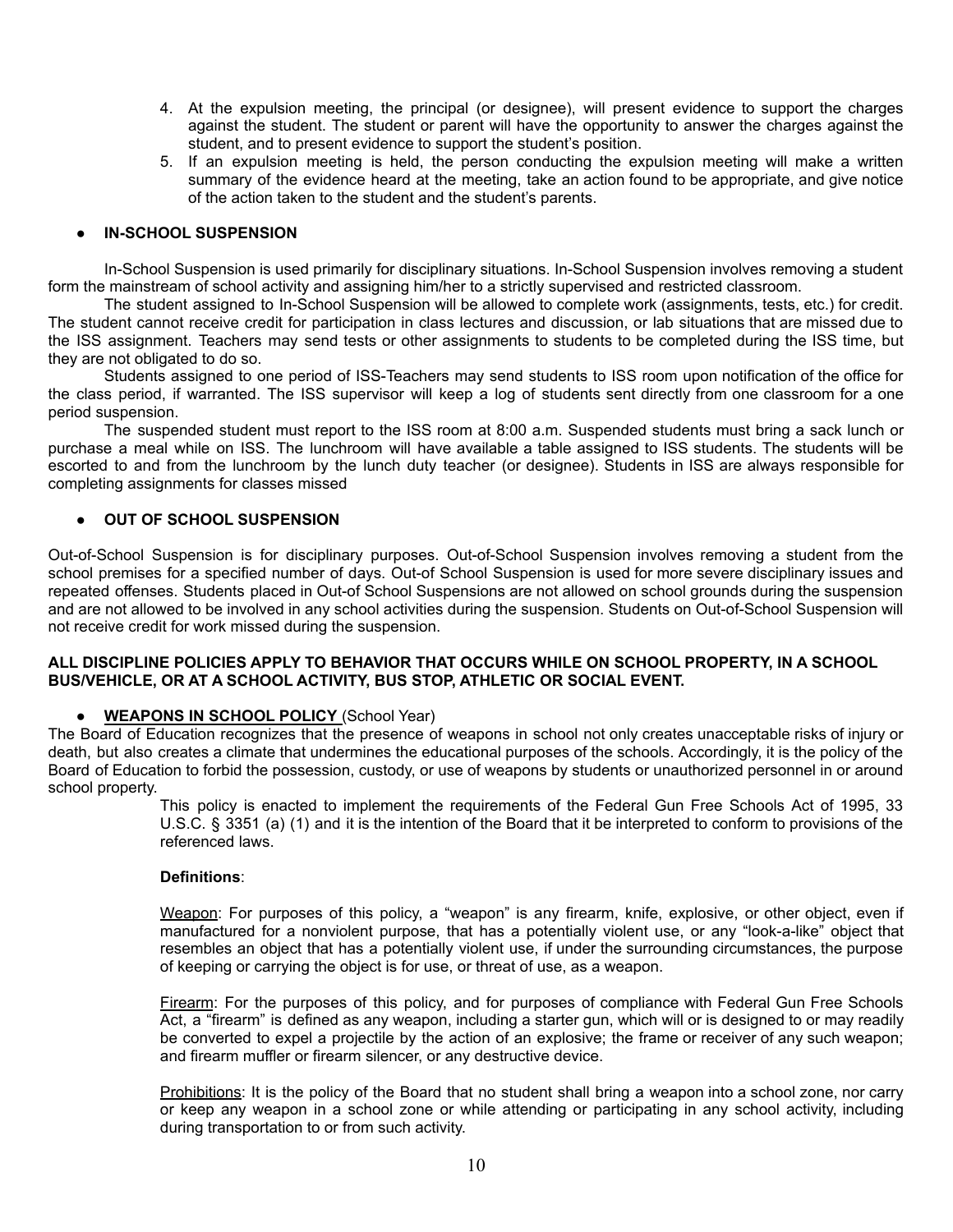4. At the expulsion meeting, the principal (or designee), will present evidence to support the charges against the student. The student or parent will have the opportunity to answer the charges against the student, and to present evidence to support the student's position.
5. If an expulsion meeting is held, the person conducting the expulsion meeting will make a written summary of the evidence heard at the meeting, take an action found to be appropriate, and give notice of the action taken to the student and the student's parents.

- **IN-SCHOOL SUSPENSION**

In-School Suspension is used primarily for disciplinary situations. In-School Suspension involves removing a student form the mainstream of school activity and assigning him/her to a strictly supervised and restricted classroom.

The student assigned to In-School Suspension will be allowed to complete work (assignments, tests, etc.) for credit. The student cannot receive credit for participation in class lectures and discussion, or lab situations that are missed due to the ISS assignment. Teachers may send tests or other assignments to students to be completed during the ISS time, but they are not obligated to do so.

Students assigned to one period of ISS-Teachers may send students to ISS room upon notification of the office for the class period, if warranted. The ISS supervisor will keep a log of students sent directly from one classroom for a one period suspension.

The suspended student must report to the ISS room at 8:00 a.m. Suspended students must bring a sack lunch or purchase a meal while on ISS. The lunchroom will have available a table assigned to ISS students. The students will be escorted to and from the lunchroom by the lunch duty teacher (or designee). Students in ISS are always responsible for completing assignments for classes missed

- **OUT OF SCHOOL SUSPENSION**

Out-of-School Suspension is for disciplinary purposes. Out-of-School Suspension involves removing a student from the school premises for a specified number of days. Out-of School Suspension is used for more severe disciplinary issues and repeated offenses. Students placed in Out-of School Suspensions are not allowed on school grounds during the suspension and are not allowed to be involved in any school activities during the suspension. Students on Out-of-School Suspension will not receive credit for work missed during the suspension.

**ALL DISCIPLINE POLICIES APPLY TO BEHAVIOR THAT OCCURS WHILE ON SCHOOL PROPERTY, IN A SCHOOL BUS/VEHICLE, OR AT A SCHOOL ACTIVITY, BUS STOP, ATHLETIC OR SOCIAL EVENT.**

- **WEAPONS IN SCHOOL POLICY** (School Year)

The Board of Education recognizes that the presence of weapons in school not only creates unacceptable risks of injury or death, but also creates a climate that undermines the educational purposes of the schools. Accordingly, it is the policy of the Board of Education to forbid the possession, custody, or use of weapons by students or unauthorized personnel in or around school property.

This policy is enacted to implement the requirements of the Federal Gun Free Schools Act of 1995, 33 U.S.C. § 3351 (a) (1) and it is the intention of the Board that it be interpreted to conform to provisions of the referenced laws.

**Definitions**:

Weapon: For purposes of this policy, a "weapon" is any firearm, knife, explosive, or other object, even if manufactured for a nonviolent purpose, that has a potentially violent use, or any "look-a-like" object that resembles an object that has a potentially violent use, if under the surrounding circumstances, the purpose of keeping or carrying the object is for use, or threat of use, as a weapon.

Firearm: For the purposes of this policy, and for purposes of compliance with Federal Gun Free Schools Act, a "firearm" is defined as any weapon, including a starter gun, which will or is designed to or may readily be converted to expel a projectile by the action of an explosive; the frame or receiver of any such weapon; and firearm muffler or firearm silencer, or any destructive device.

Prohibitions: It is the policy of the Board that no student shall bring a weapon into a school zone, nor carry or keep any weapon in a school zone or while attending or participating in any school activity, including during transportation to or from such activity.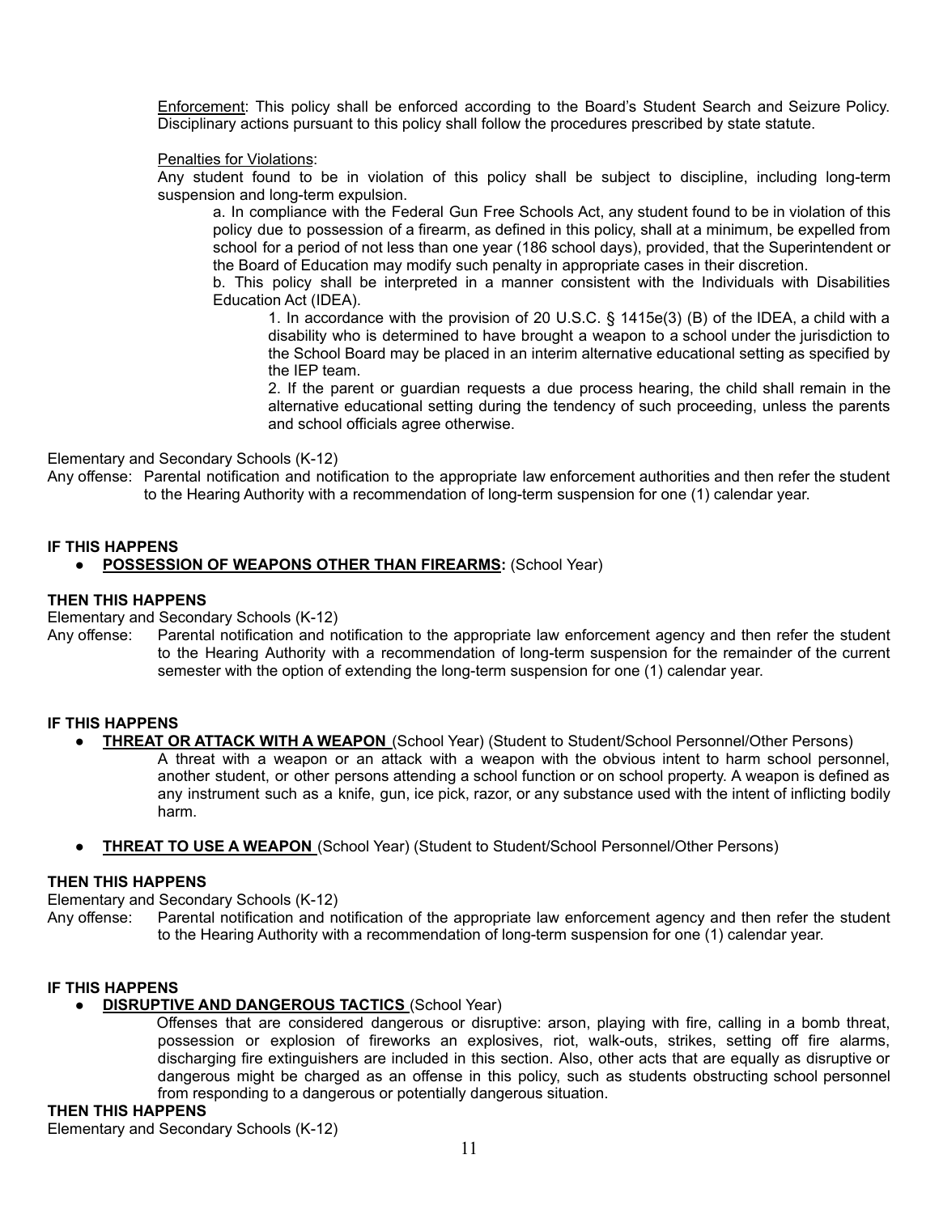Enforcement: This policy shall be enforced according to the Board's Student Search and Seizure Policy. Disciplinary actions pursuant to this policy shall follow the procedures prescribed by state statute.

Penalties for Violations:

Any student found to be in violation of this policy shall be subject to discipline, including long-term suspension and long-term expulsion.

a. In compliance with the Federal Gun Free Schools Act, any student found to be in violation of this policy due to possession of a firearm, as defined in this policy, shall at a minimum, be expelled from school for a period of not less than one year (186 school days), provided, that the Superintendent or the Board of Education may modify such penalty in appropriate cases in their discretion.

b. This policy shall be interpreted in a manner consistent with the Individuals with Disabilities Education Act (IDEA).

1. In accordance with the provision of 20 U.S.C. § 1415e(3) (B) of the IDEA, a child with a disability who is determined to have brought a weapon to a school under the jurisdiction to the School Board may be placed in an interim alternative educational setting as specified by the IEP team.

2. If the parent or guardian requests a due process hearing, the child shall remain in the alternative educational setting during the tendency of such proceeding, unless the parents and school officials agree otherwise.

Elementary and Secondary Schools (K-12)

Any offense: Parental notification and notification to the appropriate law enforcement authorities and then refer the student to the Hearing Authority with a recommendation of long-term suspension for one (1) calendar year.

**IF THIS HAPPENS**

- **POSSESSION OF WEAPONS OTHER THAN FIREARMS:** (School Year)

**THEN THIS HAPPENS**

Elementary and Secondary Schools (K-12)

Any offense: Parental notification and notification to the appropriate law enforcement agency and then refer the student to the Hearing Authority with a recommendation of long-term suspension for the remainder of the current semester with the option of extending the long-term suspension for one (1) calendar year.

**IF THIS HAPPENS**

- **THREAT OR ATTACK WITH A WEAPON** (School Year) (Student to Student/School Personnel/Other Persons)

  A threat with a weapon or an attack with a weapon with the obvious intent to harm school personnel, another student, or other persons attending a school function or on school property. A weapon is defined as any instrument such as a knife, gun, ice pick, razor, or any substance used with the intent of inflicting bodily harm.

- **THREAT TO USE A WEAPON** (School Year) (Student to Student/School Personnel/Other Persons)

**THEN THIS HAPPENS**

Elementary and Secondary Schools (K-12)

Any offense: Parental notification and notification of the appropriate law enforcement agency and then refer the student to the Hearing Authority with a recommendation of long-term suspension for one (1) calendar year.

**IF THIS HAPPENS**

- **DISRUPTIVE AND DANGEROUS TACTICS** (School Year)

  Offenses that are considered dangerous or disruptive: arson, playing with fire, calling in a bomb threat, possession or explosion of fireworks an explosives, riot, walk-outs, strikes, setting off fire alarms, discharging fire extinguishers are included in this section. Also, other acts that are equally as disruptive or dangerous might be charged as an offense in this policy, such as students obstructing school personnel from responding to a dangerous or potentially dangerous situation.

**THEN THIS HAPPENS**

Elementary and Secondary Schools (K-12)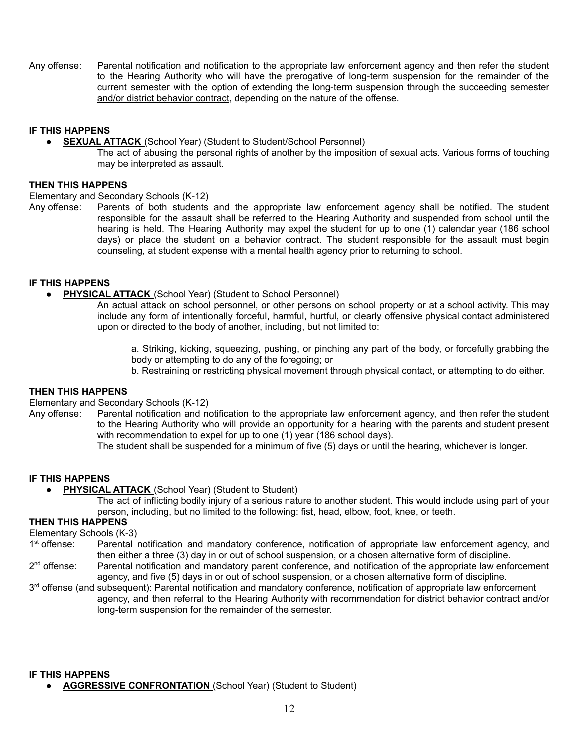Any offense: Parental notification and notification to the appropriate law enforcement agency and then refer the student to the Hearing Authority who will have the prerogative of long-term suspension for the remainder of the current semester with the option of extending the long-term suspension through the succeeding semester <u>and/or district behavior contract</u>, depending on the nature of the offense.

**IF THIS HAPPENS**

- **<u>SEXUAL ATTACK</u>** (School Year) (Student to Student/School Personnel)
  The act of abusing the personal rights of another by the imposition of sexual acts. Various forms of touching may be interpreted as assault.

**THEN THIS HAPPENS**

Elementary and Secondary Schools (K-12)

Any offense: Parents of both students and the appropriate law enforcement agency shall be notified. The student responsible for the assault shall be referred to the Hearing Authority and suspended from school until the hearing is held. The Hearing Authority may expel the student for up to one (1) calendar year (186 school days) or place the student on a behavior contract. The student responsible for the assault must begin counseling, at student expense with a mental health agency prior to returning to school.

**IF THIS HAPPENS**

- **<u>PHYSICAL ATTACK</u>** (School Year) (Student to School Personnel)
  An actual attack on school personnel, or other persons on school property or at a school activity. This may include any form of intentionally forceful, harmful, hurtful, or clearly offensive physical contact administered upon or directed to the body of another, including, but not limited to:

  a. Striking, kicking, squeezing, pushing, or pinching any part of the body, or forcefully grabbing the body or attempting to do any of the foregoing; or
  b. Restraining or restricting physical movement through physical contact, or attempting to do either.

**THEN THIS HAPPENS**

Elementary and Secondary Schools (K-12)

Any offense: Parental notification and notification to the appropriate law enforcement agency, and then refer the student to the Hearing Authority who will provide an opportunity for a hearing with the parents and student present with recommendation to expel for up to one (1) year (186 school days).
The student shall be suspended for a minimum of five (5) days or until the hearing, whichever is longer.

**IF THIS HAPPENS**

- **<u>PHYSICAL ATTACK</u>** (School Year) (Student to Student)
  The act of inflicting bodily injury of a serious nature to another student. This would include using part of your person, including, but no limited to the following: fist, head, elbow, foot, knee, or teeth.

**THEN THIS HAPPENS**

Elementary Schools (K-3)

1st offense: Parental notification and mandatory conference, notification of appropriate law enforcement agency, and then either a three (3) day in or out of school suspension, or a chosen alternative form of discipline.

2nd offense: Parental notification and mandatory parent conference, and notification of the appropriate law enforcement agency, and five (5) days in or out of school suspension, or a chosen alternative form of discipline.

3rd offense (and subsequent): Parental notification and mandatory conference, notification of appropriate law enforcement agency, and then referral to the Hearing Authority with recommendation for district behavior contract and/or long-term suspension for the remainder of the semester.

**IF THIS HAPPENS**

- **<u>AGGRESSIVE CONFRONTATION</u>** (School Year) (Student to Student)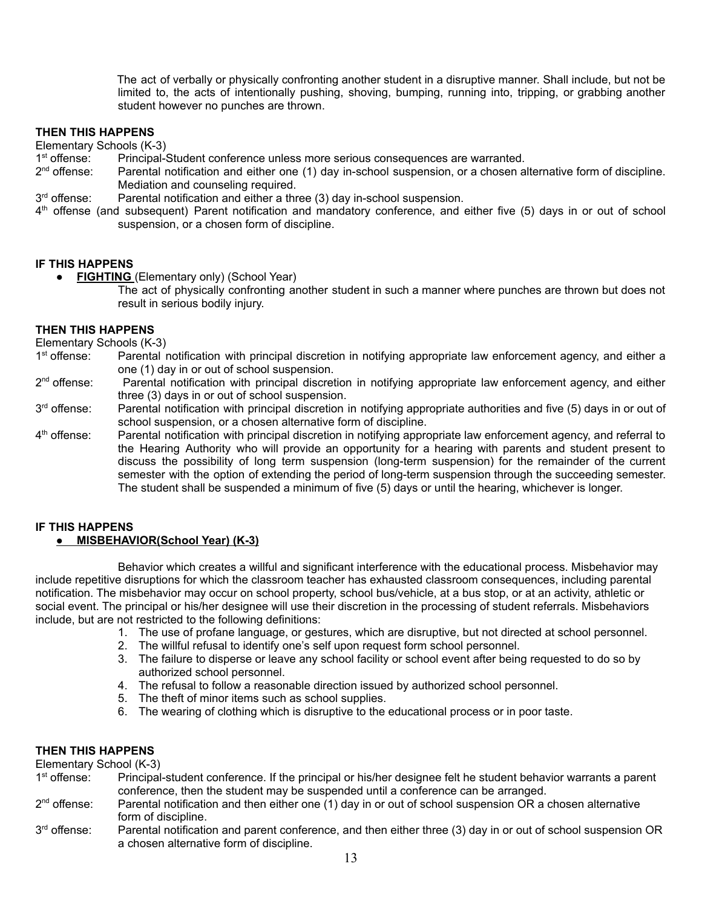The act of verbally or physically confronting another student in a disruptive manner. Shall include, but not be limited to, the acts of intentionally pushing, shoving, bumping, running into, tripping, or grabbing another student however no punches are thrown.

**THEN THIS HAPPENS**

Elementary Schools (K-3)

1st offense: Principal-Student conference unless more serious consequences are warranted.

2nd offense: Parental notification and either one (1) day in-school suspension, or a chosen alternative form of discipline. Mediation and counseling required.

3rd offense: Parental notification and either a three (3) day in-school suspension.

4th offense (and subsequent) Parent notification and mandatory conference, and either five (5) days in or out of school suspension, or a chosen form of discipline.

**IF THIS HAPPENS**

- **FIGHTING** (Elementary only) (School Year)

  The act of physically confronting another student in such a manner where punches are thrown but does not result in serious bodily injury.

**THEN THIS HAPPENS**

Elementary Schools (K-3)

1st offense: Parental notification with principal discretion in notifying appropriate law enforcement agency, and either a one (1) day in or out of school suspension.

2nd offense: Parental notification with principal discretion in notifying appropriate law enforcement agency, and either three (3) days in or out of school suspension.

3rd offense: Parental notification with principal discretion in notifying appropriate authorities and five (5) days in or out of school suspension, or a chosen alternative form of discipline.

4th offense: Parental notification with principal discretion in notifying appropriate law enforcement agency, and referral to the Hearing Authority who will provide an opportunity for a hearing with parents and student present to discuss the possibility of long term suspension (long-term suspension) for the remainder of the current semester with the option of extending the period of long-term suspension through the succeeding semester. The student shall be suspended a minimum of five (5) days or until the hearing, whichever is longer.

**IF THIS HAPPENS**

- **MISBEHAVIOR(School Year) (K-3)**

Behavior which creates a willful and significant interference with the educational process. Misbehavior may include repetitive disruptions for which the classroom teacher has exhausted classroom consequences, including parental notification. The misbehavior may occur on school property, school bus/vehicle, at a bus stop, or at an activity, athletic or social event. The principal or his/her designee will use their discretion in the processing of student referrals. Misbehaviors include, but are not restricted to the following definitions:

1. The use of profane language, or gestures, which are disruptive, but not directed at school personnel.
2. The willful refusal to identify one's self upon request form school personnel.
3. The failure to disperse or leave any school facility or school event after being requested to do so by authorized school personnel.
4. The refusal to follow a reasonable direction issued by authorized school personnel.
5. The theft of minor items such as school supplies.
6. The wearing of clothing which is disruptive to the educational process or in poor taste.

**THEN THIS HAPPENS**

Elementary School (K-3)

1st offense: Principal-student conference. If the principal or his/her designee felt he student behavior warrants a parent conference, then the student may be suspended until a conference can be arranged.

2nd offense: Parental notification and then either one (1) day in or out of school suspension OR a chosen alternative form of discipline.

3rd offense: Parental notification and parent conference, and then either three (3) day in or out of school suspension OR a chosen alternative form of discipline.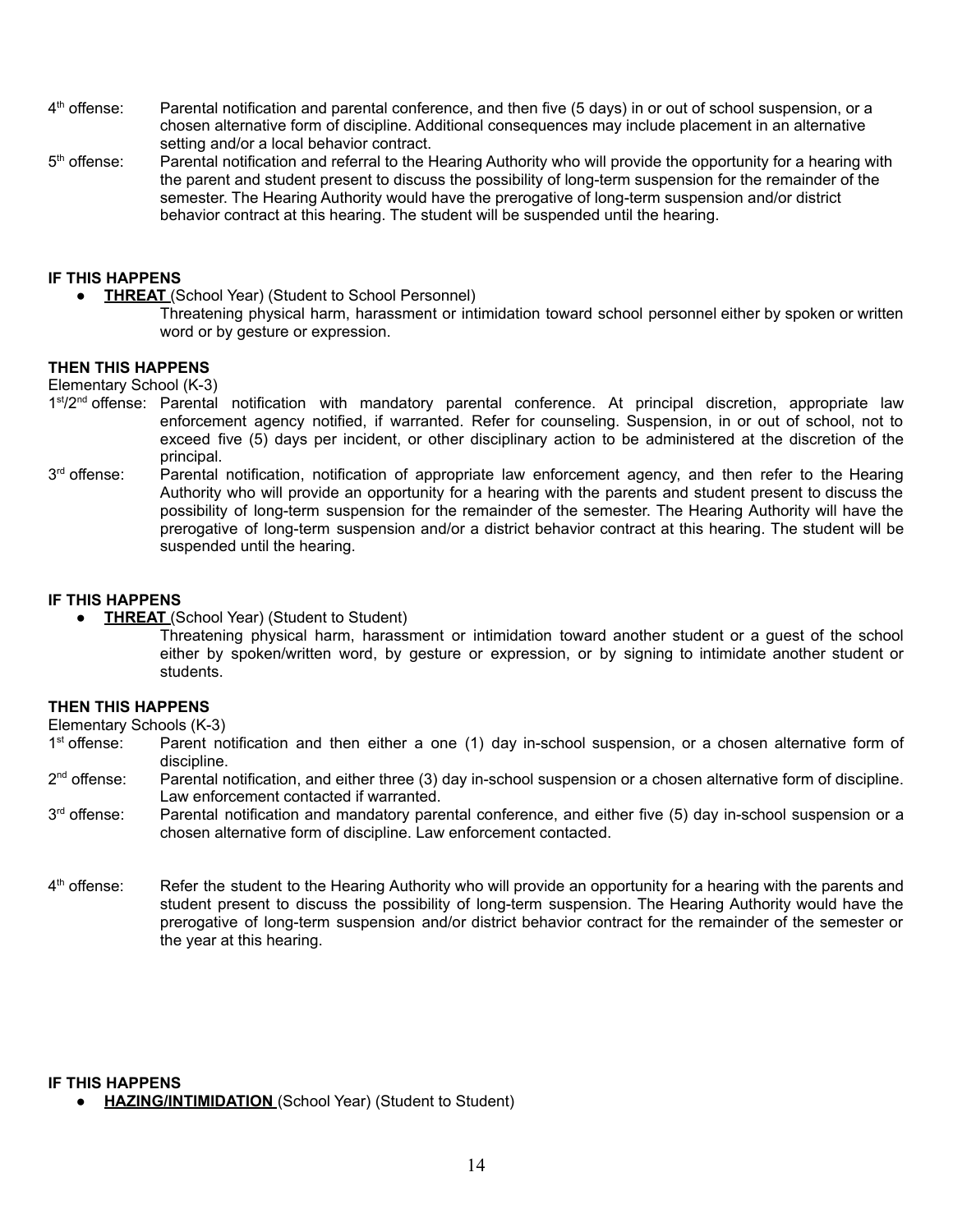4th offense: Parental notification and parental conference, and then five (5 days) in or out of school suspension, or a chosen alternative form of discipline. Additional consequences may include placement in an alternative setting and/or a local behavior contract.

5th offense: Parental notification and referral to the Hearing Authority who will provide the opportunity for a hearing with the parent and student present to discuss the possibility of long-term suspension for the remainder of the semester. The Hearing Authority would have the prerogative of long-term suspension and/or district behavior contract at this hearing. The student will be suspended until the hearing.

**IF THIS HAPPENS**

- **THREAT** (School Year) (Student to School Personnel)

  Threatening physical harm, harassment or intimidation toward school personnel either by spoken or written word or by gesture or expression.

**THEN THIS HAPPENS**

Elementary School (K-3)

1st/2nd offense: Parental notification with mandatory parental conference. At principal discretion, appropriate law enforcement agency notified, if warranted. Refer for counseling. Suspension, in or out of school, not to exceed five (5) days per incident, or other disciplinary action to be administered at the discretion of the principal.

3rd offense: Parental notification, notification of appropriate law enforcement agency, and then refer to the Hearing Authority who will provide an opportunity for a hearing with the parents and student present to discuss the possibility of long-term suspension for the remainder of the semester. The Hearing Authority will have the prerogative of long-term suspension and/or a district behavior contract at this hearing. The student will be suspended until the hearing.

**IF THIS HAPPENS**

- **THREAT** (School Year) (Student to Student)

  Threatening physical harm, harassment or intimidation toward another student or a guest of the school either by spoken/written word, by gesture or expression, or by signing to intimidate another student or students.

**THEN THIS HAPPENS**

Elementary Schools (K-3)

1st offense: Parent notification and then either a one (1) day in-school suspension, or a chosen alternative form of discipline.

2nd offense: Parental notification, and either three (3) day in-school suspension or a chosen alternative form of discipline. Law enforcement contacted if warranted.

3rd offense: Parental notification and mandatory parental conference, and either five (5) day in-school suspension or a chosen alternative form of discipline. Law enforcement contacted.

4th offense: Refer the student to the Hearing Authority who will provide an opportunity for a hearing with the parents and student present to discuss the possibility of long-term suspension. The Hearing Authority would have the prerogative of long-term suspension and/or district behavior contract for the remainder of the semester or the year at this hearing.

**IF THIS HAPPENS**

- **HAZING/INTIMIDATION** (School Year) (Student to Student)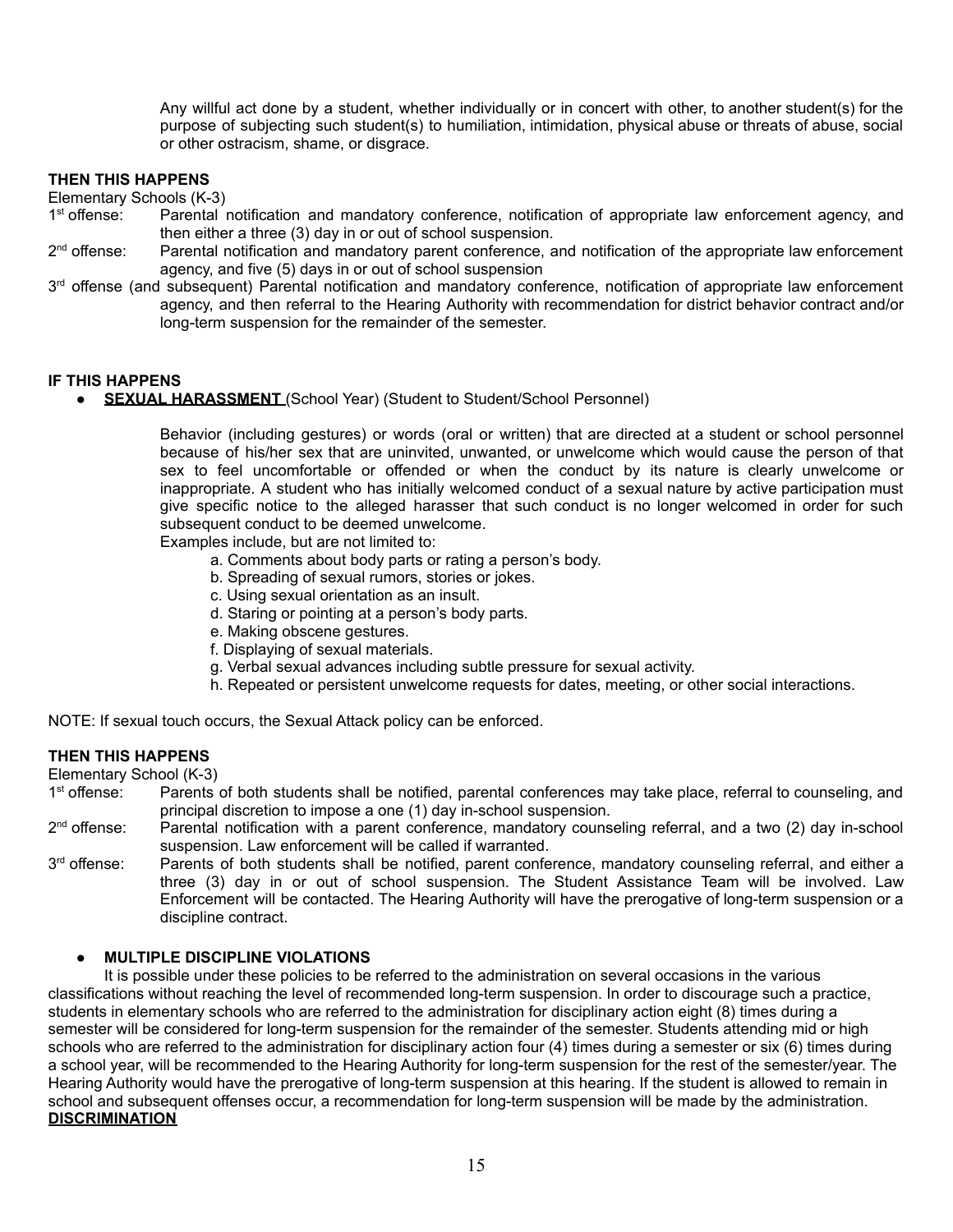Any willful act done by a student, whether individually or in concert with other, to another student(s) for the purpose of subjecting such student(s) to humiliation, intimidation, physical abuse or threats of abuse, social or other ostracism, shame, or disgrace.

**THEN THIS HAPPENS**

Elementary Schools (K-3)

1st offense: Parental notification and mandatory conference, notification of appropriate law enforcement agency, and then either a three (3) day in or out of school suspension.

2nd offense: Parental notification and mandatory parent conference, and notification of the appropriate law enforcement agency, and five (5) days in or out of school suspension

3rd offense (and subsequent) Parental notification and mandatory conference, notification of appropriate law enforcement agency, and then referral to the Hearing Authority with recommendation for district behavior contract and/or long-term suspension for the remainder of the semester.

**IF THIS HAPPENS**

- **SEXUAL HARASSMENT** (School Year) (Student to Student/School Personnel)

Behavior (including gestures) or words (oral or written) that are directed at a student or school personnel because of his/her sex that are uninvited, unwanted, or unwelcome which would cause the person of that sex to feel uncomfortable or offended or when the conduct by its nature is clearly unwelcome or inappropriate. A student who has initially welcomed conduct of a sexual nature by active participation must give specific notice to the alleged harasser that such conduct is no longer welcomed in order for such subsequent conduct to be deemed unwelcome.

Examples include, but are not limited to:

a. Comments about body parts or rating a person's body.
b. Spreading of sexual rumors, stories or jokes.
c. Using sexual orientation as an insult.
d. Staring or pointing at a person's body parts.
e. Making obscene gestures.
f. Displaying of sexual materials.
g. Verbal sexual advances including subtle pressure for sexual activity.
h. Repeated or persistent unwelcome requests for dates, meeting, or other social interactions.

NOTE: If sexual touch occurs, the Sexual Attack policy can be enforced.

**THEN THIS HAPPENS**

Elementary School (K-3)

1st offense: Parents of both students shall be notified, parental conferences may take place, referral to counseling, and principal discretion to impose a one (1) day in-school suspension.

2nd offense: Parental notification with a parent conference, mandatory counseling referral, and a two (2) day in-school suspension. Law enforcement will be called if warranted.

3rd offense: Parents of both students shall be notified, parent conference, mandatory counseling referral, and either a three (3) day in or out of school suspension. The Student Assistance Team will be involved. Law Enforcement will be contacted. The Hearing Authority will have the prerogative of long-term suspension or a discipline contract.

- **MULTIPLE DISCIPLINE VIOLATIONS**

It is possible under these policies to be referred to the administration on several occasions in the various classifications without reaching the level of recommended long-term suspension. In order to discourage such a practice, students in elementary schools who are referred to the administration for disciplinary action eight (8) times during a semester will be considered for long-term suspension for the remainder of the semester. Students attending mid or high schools who are referred to the administration for disciplinary action four (4) times during a semester or six (6) times during a school year, will be recommended to the Hearing Authority for long-term suspension for the rest of the semester/year. The Hearing Authority would have the prerogative of long-term suspension at this hearing. If the student is allowed to remain in school and subsequent offenses occur, a recommendation for long-term suspension will be made by the administration.

**DISCRIMINATION**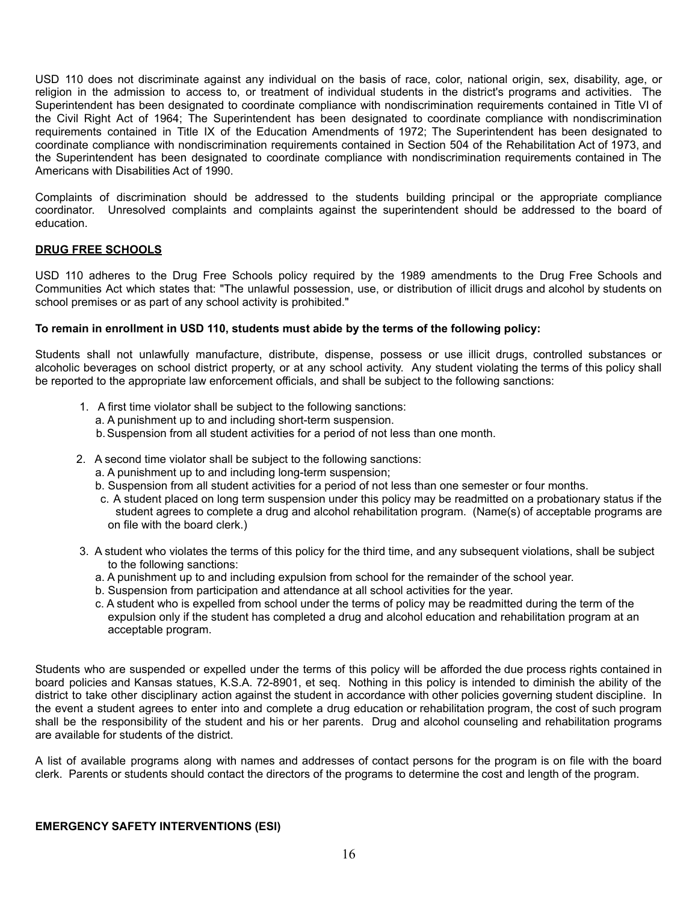USD 110 does not discriminate against any individual on the basis of race, color, national origin, sex, disability, age, or religion in the admission to access to, or treatment of individual students in the district's programs and activities. The Superintendent has been designated to coordinate compliance with nondiscrimination requirements contained in Title VI of the Civil Right Act of 1964; The Superintendent has been designated to coordinate compliance with nondiscrimination requirements contained in Title IX of the Education Amendments of 1972; The Superintendent has been designated to coordinate compliance with nondiscrimination requirements contained in Section 504 of the Rehabilitation Act of 1973, and the Superintendent has been designated to coordinate compliance with nondiscrimination requirements contained in The Americans with Disabilities Act of 1990.

Complaints of discrimination should be addressed to the students building principal or the appropriate compliance coordinator. Unresolved complaints and complaints against the superintendent should be addressed to the board of education.

**DRUG FREE SCHOOLS**

USD 110 adheres to the Drug Free Schools policy required by the 1989 amendments to the Drug Free Schools and Communities Act which states that: "The unlawful possession, use, or distribution of illicit drugs and alcohol by students on school premises or as part of any school activity is prohibited."

**To remain in enrollment in USD 110, students must abide by the terms of the following policy:**

Students shall not unlawfully manufacture, distribute, dispense, possess or use illicit drugs, controlled substances or alcoholic beverages on school district property, or at any school activity. Any student violating the terms of this policy shall be reported to the appropriate law enforcement officials, and shall be subject to the following sanctions:

1. A first time violator shall be subject to the following sanctions:
   a. A punishment up to and including short-term suspension.
   b. Suspension from all student activities for a period of not less than one month.

2. A second time violator shall be subject to the following sanctions:
   a. A punishment up to and including long-term suspension;
   b. Suspension from all student activities for a period of not less than one semester or four months.
   c. A student placed on long term suspension under this policy may be readmitted on a probationary status if the student agrees to complete a drug and alcohol rehabilitation program. (Name(s) of acceptable programs are on file with the board clerk.)

3. A student who violates the terms of this policy for the third time, and any subsequent violations, shall be subject to the following sanctions:
   a. A punishment up to and including expulsion from school for the remainder of the school year.
   b. Suspension from participation and attendance at all school activities for the year.
   c. A student who is expelled from school under the terms of policy may be readmitted during the term of the expulsion only if the student has completed a drug and alcohol education and rehabilitation program at an acceptable program.

Students who are suspended or expelled under the terms of this policy will be afforded the due process rights contained in board policies and Kansas statues, K.S.A. 72-8901, et seq. Nothing in this policy is intended to diminish the ability of the district to take other disciplinary action against the student in accordance with other policies governing student discipline. In the event a student agrees to enter into and complete a drug education or rehabilitation program, the cost of such program shall be the responsibility of the student and his or her parents. Drug and alcohol counseling and rehabilitation programs are available for students of the district.

A list of available programs along with names and addresses of contact persons for the program is on file with the board clerk. Parents or students should contact the directors of the programs to determine the cost and length of the program.

**EMERGENCY SAFETY INTERVENTIONS (ESI)**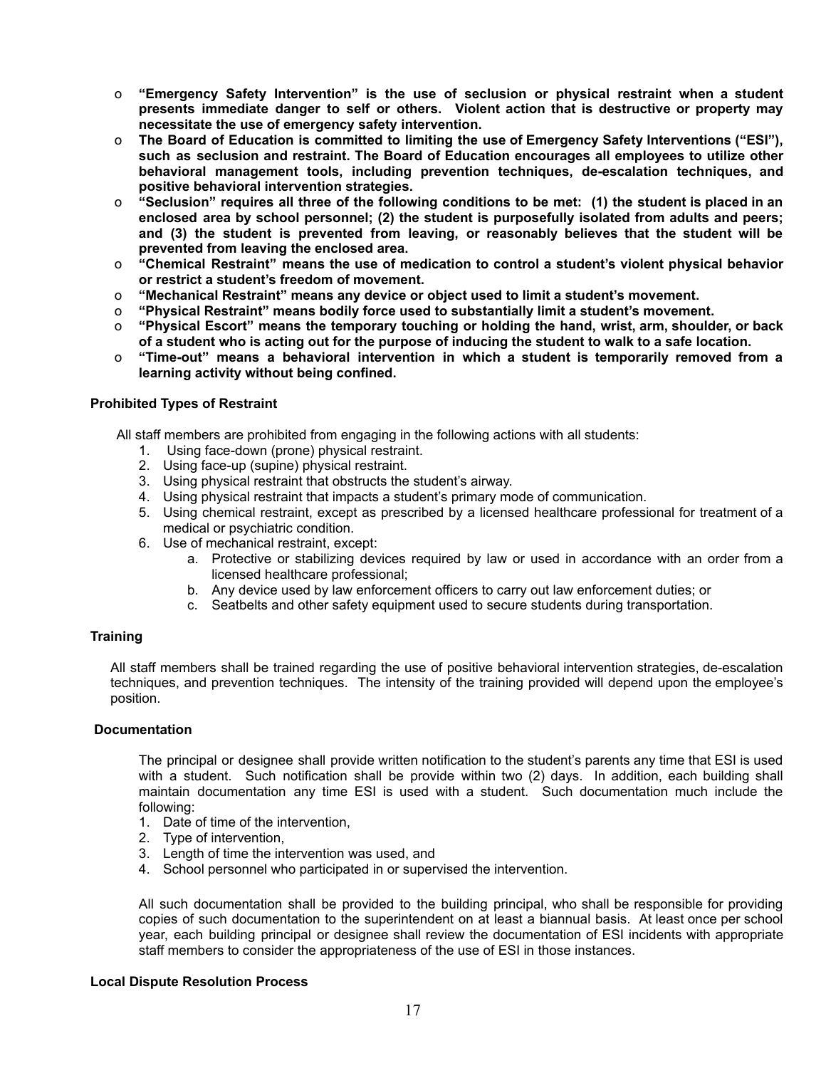- **"Emergency Safety Intervention" is the use of seclusion or physical restraint when a student presents immediate danger to self or others. Violent action that is destructive or property may necessitate the use of emergency safety intervention.**
- **The Board of Education is committed to limiting the use of Emergency Safety Interventions ("ESI"), such as seclusion and restraint. The Board of Education encourages all employees to utilize other behavioral management tools, including prevention techniques, de-escalation techniques, and positive behavioral intervention strategies.**
- **"Seclusion" requires all three of the following conditions to be met: (1) the student is placed in an enclosed area by school personnel; (2) the student is purposefully isolated from adults and peers; and (3) the student is prevented from leaving, or reasonably believes that the student will be prevented from leaving the enclosed area.**
- **"Chemical Restraint" means the use of medication to control a student's violent physical behavior or restrict a student's freedom of movement.**
- **"Mechanical Restraint" means any device or object used to limit a student's movement.**
- **"Physical Restraint" means bodily force used to substantially limit a student's movement.**
- **"Physical Escort" means the temporary touching or holding the hand, wrist, arm, shoulder, or back of a student who is acting out for the purpose of inducing the student to walk to a safe location.**
- **"Time-out" means a behavioral intervention in which a student is temporarily removed from a learning activity without being confined.**

**Prohibited Types of Restraint**

All staff members are prohibited from engaging in the following actions with all students:

1. Using face-down (prone) physical restraint.
2. Using face-up (supine) physical restraint.
3. Using physical restraint that obstructs the student's airway.
4. Using physical restraint that impacts a student's primary mode of communication.
5. Using chemical restraint, except as prescribed by a licensed healthcare professional for treatment of a medical or psychiatric condition.
6. Use of mechanical restraint, except:
   a. Protective or stabilizing devices required by law or used in accordance with an order from a licensed healthcare professional;
   b. Any device used by law enforcement officers to carry out law enforcement duties; or
   c. Seatbelts and other safety equipment used to secure students during transportation.

**Training**

All staff members shall be trained regarding the use of positive behavioral intervention strategies, de-escalation techniques, and prevention techniques. The intensity of the training provided will depend upon the employee's position.

**Documentation**

The principal or designee shall provide written notification to the student's parents any time that ESI is used with a student. Such notification shall be provide within two (2) days. In addition, each building shall maintain documentation any time ESI is used with a student. Such documentation much include the following:

1. Date of time of the intervention,
2. Type of intervention,
3. Length of time the intervention was used, and
4. School personnel who participated in or supervised the intervention.

All such documentation shall be provided to the building principal, who shall be responsible for providing copies of such documentation to the superintendent on at least a biannual basis. At least once per school year, each building principal or designee shall review the documentation of ESI incidents with appropriate staff members to consider the appropriateness of the use of ESI in those instances.

**Local Dispute Resolution Process**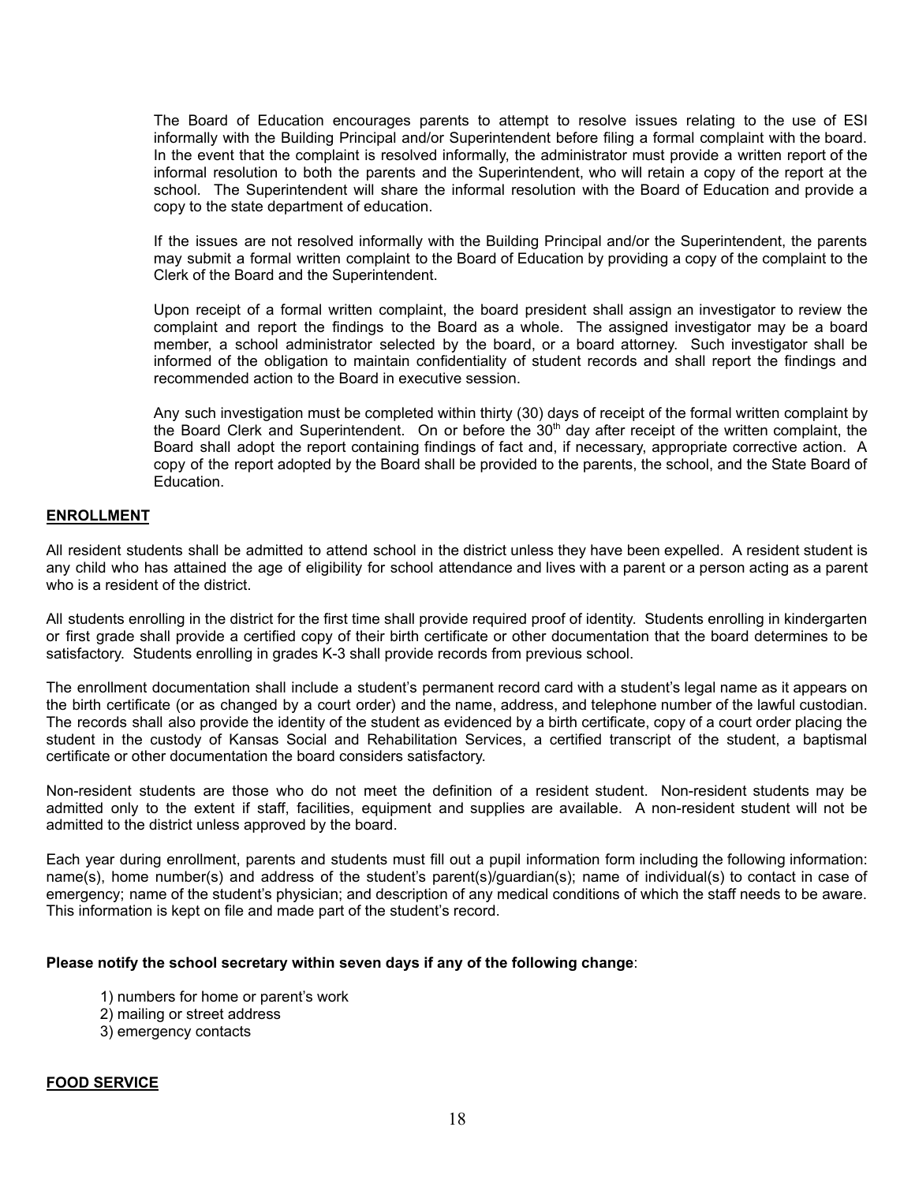The Board of Education encourages parents to attempt to resolve issues relating to the use of ESI informally with the Building Principal and/or Superintendent before filing a formal complaint with the board. In the event that the complaint is resolved informally, the administrator must provide a written report of the informal resolution to both the parents and the Superintendent, who will retain a copy of the report at the school. The Superintendent will share the informal resolution with the Board of Education and provide a copy to the state department of education.

If the issues are not resolved informally with the Building Principal and/or the Superintendent, the parents may submit a formal written complaint to the Board of Education by providing a copy of the complaint to the Clerk of the Board and the Superintendent.

Upon receipt of a formal written complaint, the board president shall assign an investigator to review the complaint and report the findings to the Board as a whole. The assigned investigator may be a board member, a school administrator selected by the board, or a board attorney. Such investigator shall be informed of the obligation to maintain confidentiality of student records and shall report the findings and recommended action to the Board in executive session.

Any such investigation must be completed within thirty (30) days of receipt of the formal written complaint by the Board Clerk and Superintendent. On or before the 30th day after receipt of the written complaint, the Board shall adopt the report containing findings of fact and, if necessary, appropriate corrective action. A copy of the report adopted by the Board shall be provided to the parents, the school, and the State Board of Education.

## ENROLLMENT

All resident students shall be admitted to attend school in the district unless they have been expelled. A resident student is any child who has attained the age of eligibility for school attendance and lives with a parent or a person acting as a parent who is a resident of the district.

All students enrolling in the district for the first time shall provide required proof of identity. Students enrolling in kindergarten or first grade shall provide a certified copy of their birth certificate or other documentation that the board determines to be satisfactory. Students enrolling in grades K-3 shall provide records from previous school.

The enrollment documentation shall include a student's permanent record card with a student's legal name as it appears on the birth certificate (or as changed by a court order) and the name, address, and telephone number of the lawful custodian. The records shall also provide the identity of the student as evidenced by a birth certificate, copy of a court order placing the student in the custody of Kansas Social and Rehabilitation Services, a certified transcript of the student, a baptismal certificate or other documentation the board considers satisfactory.

Non-resident students are those who do not meet the definition of a resident student. Non-resident students may be admitted only to the extent if staff, facilities, equipment and supplies are available. A non-resident student will not be admitted to the district unless approved by the board.

Each year during enrollment, parents and students must fill out a pupil information form including the following information: name(s), home number(s) and address of the student's parent(s)/guardian(s); name of individual(s) to contact in case of emergency; name of the student's physician; and description of any medical conditions of which the staff needs to be aware. This information is kept on file and made part of the student's record.

**Please notify the school secretary within seven days if any of the following change**:

1) numbers for home or parent's work
2) mailing or street address
3) emergency contacts

## FOOD SERVICE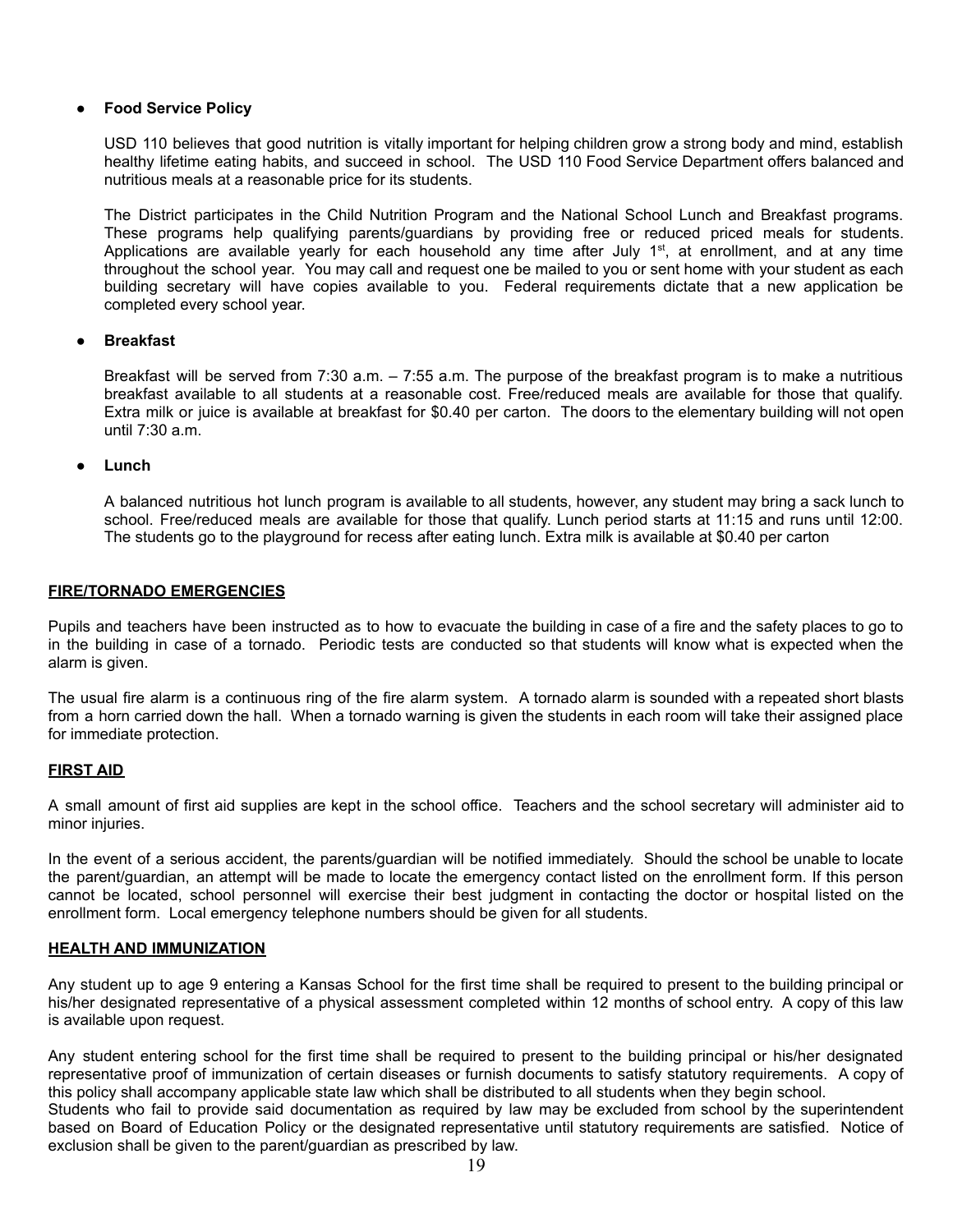- **Food Service Policy**

  USD 110 believes that good nutrition is vitally important for helping children grow a strong body and mind, establish healthy lifetime eating habits, and succeed in school. The USD 110 Food Service Department offers balanced and nutritious meals at a reasonable price for its students.

  The District participates in the Child Nutrition Program and the National School Lunch and Breakfast programs. These programs help qualifying parents/guardians by providing free or reduced priced meals for students. Applications are available yearly for each household any time after July 1st, at enrollment, and at any time throughout the school year. You may call and request one be mailed to you or sent home with your student as each building secretary will have copies available to you. Federal requirements dictate that a new application be completed every school year.

- **Breakfast**

  Breakfast will be served from 7:30 a.m. – 7:55 a.m. The purpose of the breakfast program is to make a nutritious breakfast available to all students at a reasonable cost. Free/reduced meals are available for those that qualify. Extra milk or juice is available at breakfast for $0.40 per carton. The doors to the elementary building will not open until 7:30 a.m.

- **Lunch**

  A balanced nutritious hot lunch program is available to all students, however, any student may bring a sack lunch to school. Free/reduced meals are available for those that qualify. Lunch period starts at 11:15 and runs until 12:00. The students go to the playground for recess after eating lunch. Extra milk is available at $0.40 per carton

## FIRE/TORNADO EMERGENCIES

Pupils and teachers have been instructed as to how to evacuate the building in case of a fire and the safety places to go to in the building in case of a tornado. Periodic tests are conducted so that students will know what is expected when the alarm is given.

The usual fire alarm is a continuous ring of the fire alarm system. A tornado alarm is sounded with a repeated short blasts from a horn carried down the hall. When a tornado warning is given the students in each room will take their assigned place for immediate protection.

## FIRST AID

A small amount of first aid supplies are kept in the school office. Teachers and the school secretary will administer aid to minor injuries.

In the event of a serious accident, the parents/guardian will be notified immediately. Should the school be unable to locate the parent/guardian, an attempt will be made to locate the emergency contact listed on the enrollment form. If this person cannot be located, school personnel will exercise their best judgment in contacting the doctor or hospital listed on the enrollment form. Local emergency telephone numbers should be given for all students.

## HEALTH AND IMMUNIZATION

Any student up to age 9 entering a Kansas School for the first time shall be required to present to the building principal or his/her designated representative of a physical assessment completed within 12 months of school entry. A copy of this law is available upon request.

Any student entering school for the first time shall be required to present to the building principal or his/her designated representative proof of immunization of certain diseases or furnish documents to satisfy statutory requirements. A copy of this policy shall accompany applicable state law which shall be distributed to all students when they begin school.
Students who fail to provide said documentation as required by law may be excluded from school by the superintendent based on Board of Education Policy or the designated representative until statutory requirements are satisfied. Notice of exclusion shall be given to the parent/guardian as prescribed by law.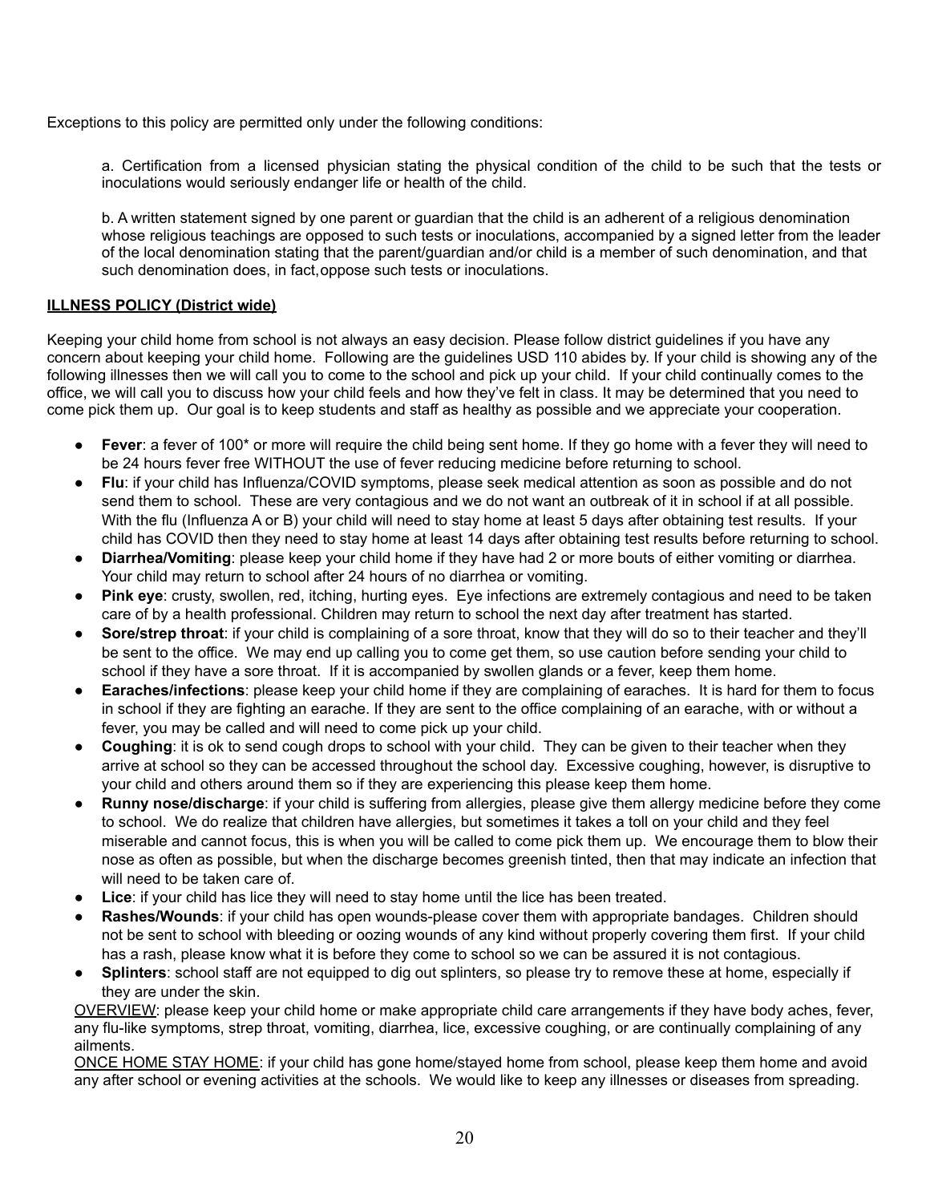Exceptions to this policy are permitted only under the following conditions:

a. Certification from a licensed physician stating the physical condition of the child to be such that the tests or inoculations would seriously endanger life or health of the child.

b. A written statement signed by one parent or guardian that the child is an adherent of a religious denomination whose religious teachings are opposed to such tests or inoculations, accompanied by a signed letter from the leader of the local denomination stating that the parent/guardian and/or child is a member of such denomination, and that such denomination does, in fact,oppose such tests or inoculations.

## ILLNESS POLICY (District wide)

Keeping your child home from school is not always an easy decision. Please follow district guidelines if you have any concern about keeping your child home. Following are the guidelines USD 110 abides by. If your child is showing any of the following illnesses then we will call you to come to the school and pick up your child. If your child continually comes to the office, we will call you to discuss how your child feels and how they've felt in class. It may be determined that you need to come pick them up. Our goal is to keep students and staff as healthy as possible and we appreciate your cooperation.

- **Fever**: a fever of 100* or more will require the child being sent home. If they go home with a fever they will need to be 24 hours fever free WITHOUT the use of fever reducing medicine before returning to school.
- **Flu**: if your child has Influenza/COVID symptoms, please seek medical attention as soon as possible and do not send them to school. These are very contagious and we do not want an outbreak of it in school if at all possible. With the flu (Influenza A or B) your child will need to stay home at least 5 days after obtaining test results. If your child has COVID then they need to stay home at least 14 days after obtaining test results before returning to school.
- **Diarrhea/Vomiting**: please keep your child home if they have had 2 or more bouts of either vomiting or diarrhea. Your child may return to school after 24 hours of no diarrhea or vomiting.
- **Pink eye**: crusty, swollen, red, itching, hurting eyes. Eye infections are extremely contagious and need to be taken care of by a health professional. Children may return to school the next day after treatment has started.
- **Sore/strep throat**: if your child is complaining of a sore throat, know that they will do so to their teacher and they'll be sent to the office. We may end up calling you to come get them, so use caution before sending your child to school if they have a sore throat. If it is accompanied by swollen glands or a fever, keep them home.
- **Earaches/infections**: please keep your child home if they are complaining of earaches. It is hard for them to focus in school if they are fighting an earache. If they are sent to the office complaining of an earache, with or without a fever, you may be called and will need to come pick up your child.
- **Coughing**: it is ok to send cough drops to school with your child. They can be given to their teacher when they arrive at school so they can be accessed throughout the school day. Excessive coughing, however, is disruptive to your child and others around them so if they are experiencing this please keep them home.
- **Runny nose/discharge**: if your child is suffering from allergies, please give them allergy medicine before they come to school. We do realize that children have allergies, but sometimes it takes a toll on your child and they feel miserable and cannot focus, this is when you will be called to come pick them up. We encourage them to blow their nose as often as possible, but when the discharge becomes greenish tinted, then that may indicate an infection that will need to be taken care of.
- **Lice**: if your child has lice they will need to stay home until the lice has been treated.
- **Rashes/Wounds**: if your child has open wounds-please cover them with appropriate bandages. Children should not be sent to school with bleeding or oozing wounds of any kind without properly covering them first. If your child has a rash, please know what it is before they come to school so we can be assured it is not contagious.
- **Splinters**: school staff are not equipped to dig out splinters, so please try to remove these at home, especially if they are under the skin.

OVERVIEW: please keep your child home or make appropriate child care arrangements if they have body aches, fever, any flu-like symptoms, strep throat, vomiting, diarrhea, lice, excessive coughing, or are continually complaining of any ailments.

ONCE HOME STAY HOME: if your child has gone home/stayed home from school, please keep them home and avoid any after school or evening activities at the schools. We would like to keep any illnesses or diseases from spreading.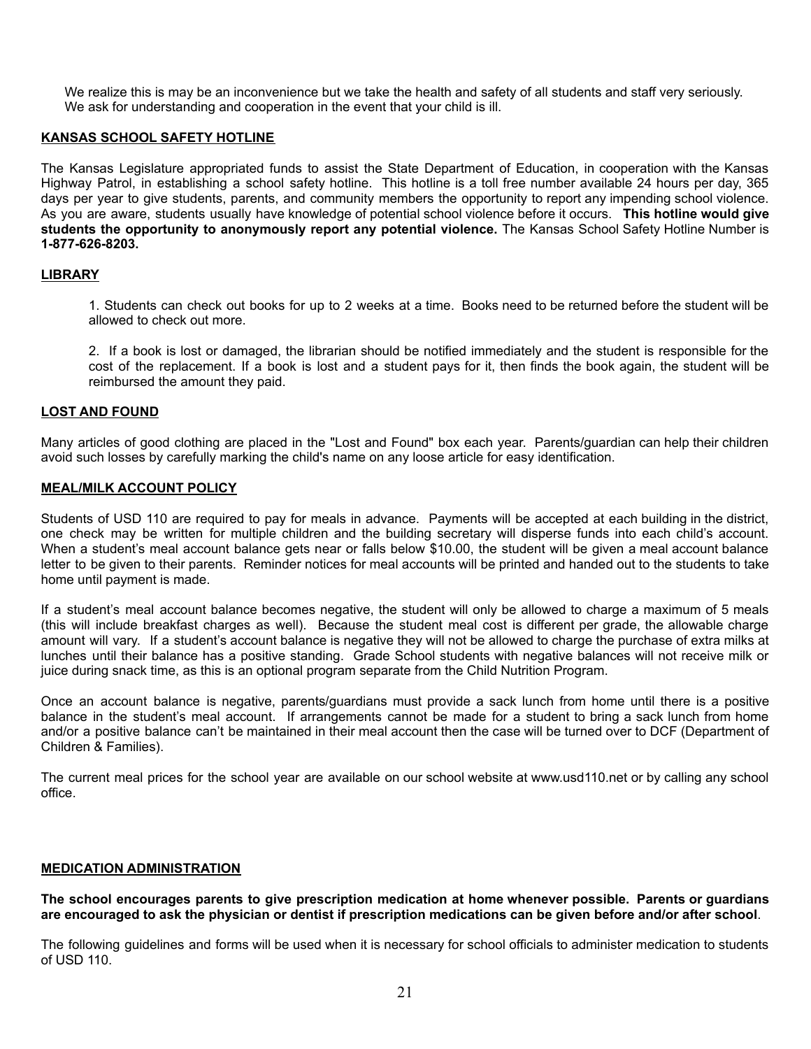We realize this is may be an inconvenience but we take the health and safety of all students and staff very seriously. We ask for understanding and cooperation in the event that your child is ill.

## KANSAS SCHOOL SAFETY HOTLINE

The Kansas Legislature appropriated funds to assist the State Department of Education, in cooperation with the Kansas Highway Patrol, in establishing a school safety hotline. This hotline is a toll free number available 24 hours per day, 365 days per year to give students, parents, and community members the opportunity to report any impending school violence. As you are aware, students usually have knowledge of potential school violence before it occurs. **This hotline would give students the opportunity to anonymously report any potential violence.** The Kansas School Safety Hotline Number is **1-877-626-8203.**

## LIBRARY

1. Students can check out books for up to 2 weeks at a time. Books need to be returned before the student will be allowed to check out more.

2. If a book is lost or damaged, the librarian should be notified immediately and the student is responsible for the cost of the replacement. If a book is lost and a student pays for it, then finds the book again, the student will be reimbursed the amount they paid.

## LOST AND FOUND

Many articles of good clothing are placed in the "Lost and Found" box each year. Parents/guardian can help their children avoid such losses by carefully marking the child's name on any loose article for easy identification.

## MEAL/MILK ACCOUNT POLICY

Students of USD 110 are required to pay for meals in advance. Payments will be accepted at each building in the district, one check may be written for multiple children and the building secretary will disperse funds into each child's account. When a student's meal account balance gets near or falls below $10.00, the student will be given a meal account balance letter to be given to their parents. Reminder notices for meal accounts will be printed and handed out to the students to take home until payment is made.

If a student's meal account balance becomes negative, the student will only be allowed to charge a maximum of 5 meals (this will include breakfast charges as well). Because the student meal cost is different per grade, the allowable charge amount will vary. If a student's account balance is negative they will not be allowed to charge the purchase of extra milks at lunches until their balance has a positive standing. Grade School students with negative balances will not receive milk or juice during snack time, as this is an optional program separate from the Child Nutrition Program.

Once an account balance is negative, parents/guardians must provide a sack lunch from home until there is a positive balance in the student's meal account. If arrangements cannot be made for a student to bring a sack lunch from home and/or a positive balance can't be maintained in their meal account then the case will be turned over to DCF (Department of Children & Families).

The current meal prices for the school year are available on our school website at www.usd110.net or by calling any school office.

## MEDICATION ADMINISTRATION

**The school encourages parents to give prescription medication at home whenever possible. Parents or guardians are encouraged to ask the physician or dentist if prescription medications can be given before and/or after school**.

The following guidelines and forms will be used when it is necessary for school officials to administer medication to students of USD 110.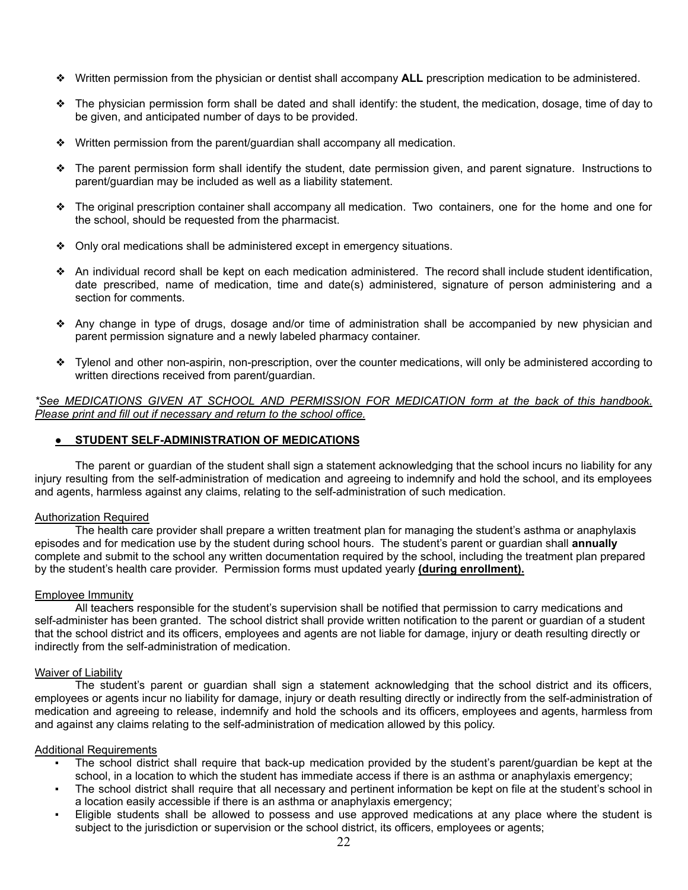- Written permission from the physician or dentist shall accompany **ALL** prescription medication to be administered.

- The physician permission form shall be dated and shall identify: the student, the medication, dosage, time of day to be given, and anticipated number of days to be provided.

- Written permission from the parent/guardian shall accompany all medication.

- The parent permission form shall identify the student, date permission given, and parent signature. Instructions to parent/guardian may be included as well as a liability statement.

- The original prescription container shall accompany all medication. Two containers, one for the home and one for the school, should be requested from the pharmacist.

- Only oral medications shall be administered except in emergency situations.

- An individual record shall be kept on each medication administered. The record shall include student identification, date prescribed, name of medication, time and date(s) administered, signature of person administering and a section for comments.

- Any change in type of drugs, dosage and/or time of administration shall be accompanied by new physician and parent permission signature and a newly labeled pharmacy container.

- Tylenol and other non-aspirin, non-prescription, over the counter medications, will only be administered according to written directions received from parent/guardian.

*\*See MEDICATIONS GIVEN AT SCHOOL AND PERMISSION FOR MEDICATION form at the back of this handbook. Please print and fill out if necessary and return to the school office.*

- **STUDENT SELF-ADMINISTRATION OF MEDICATIONS**

The parent or guardian of the student shall sign a statement acknowledging that the school incurs no liability for any injury resulting from the self-administration of medication and agreeing to indemnify and hold the school, and its employees and agents, harmless against any claims, relating to the self-administration of such medication.

Authorization Required

The health care provider shall prepare a written treatment plan for managing the student's asthma or anaphylaxis episodes and for medication use by the student during school hours. The student's parent or guardian shall **annually** complete and submit to the school any written documentation required by the school, including the treatment plan prepared by the student's health care provider. Permission forms must updated yearly **(during enrollment).**

Employee Immunity

All teachers responsible for the student's supervision shall be notified that permission to carry medications and self-administer has been granted. The school district shall provide written notification to the parent or guardian of a student that the school district and its officers, employees and agents are not liable for damage, injury or death resulting directly or indirectly from the self-administration of medication.

Waiver of Liability

The student's parent or guardian shall sign a statement acknowledging that the school district and its officers, employees or agents incur no liability for damage, injury or death resulting directly or indirectly from the self-administration of medication and agreeing to release, indemnify and hold the schools and its officers, employees and agents, harmless from and against any claims relating to the self-administration of medication allowed by this policy.

Additional Requirements

- The school district shall require that back-up medication provided by the student's parent/guardian be kept at the school, in a location to which the student has immediate access if there is an asthma or anaphylaxis emergency;
- The school district shall require that all necessary and pertinent information be kept on file at the student's school in a location easily accessible if there is an asthma or anaphylaxis emergency;
- Eligible students shall be allowed to possess and use approved medications at any place where the student is subject to the jurisdiction or supervision or the school district, its officers, employees or agents;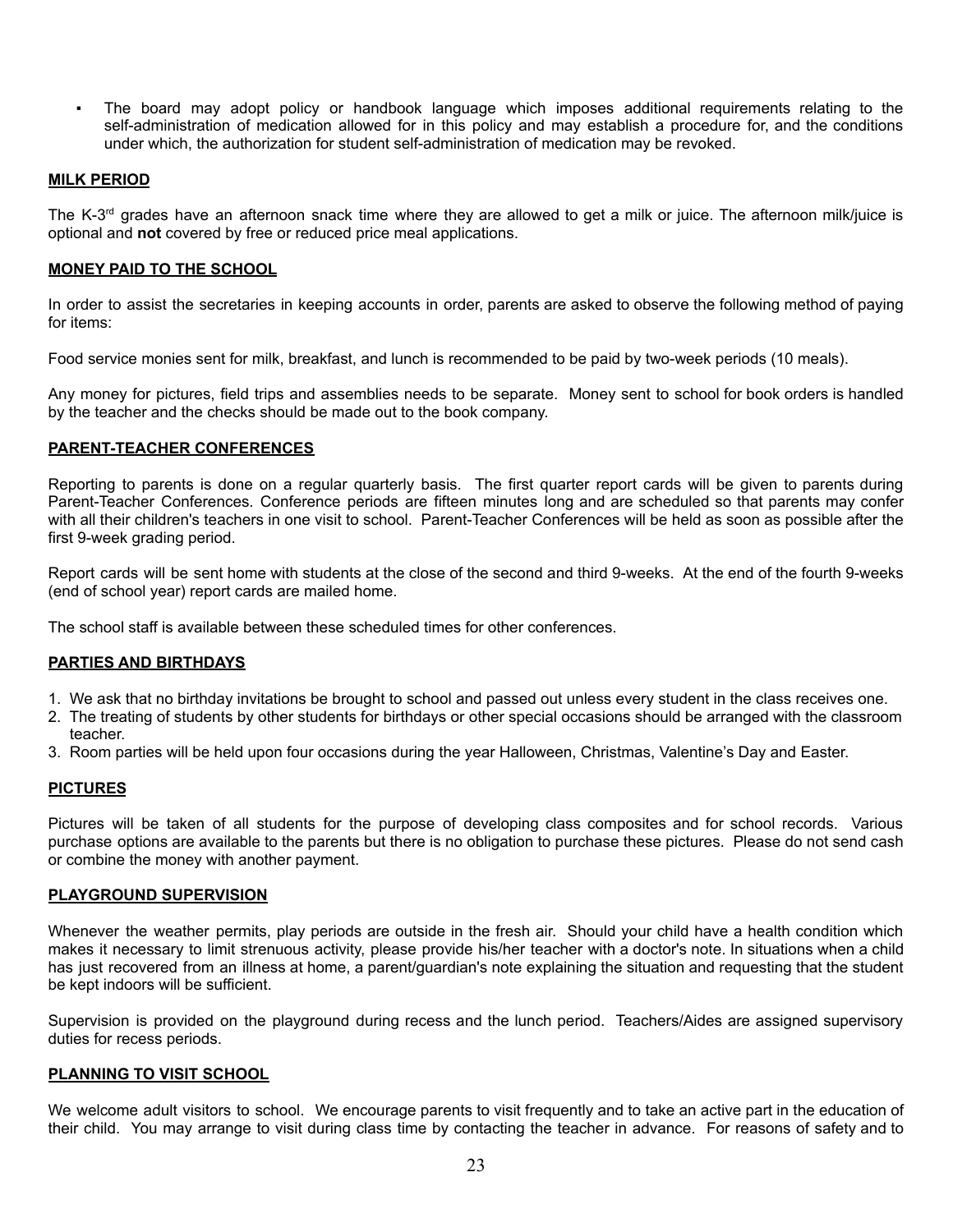- The board may adopt policy or handbook language which imposes additional requirements relating to the self-administration of medication allowed for in this policy and may establish a procedure for, and the conditions under which, the authorization for student self-administration of medication may be revoked.

**MILK PERIOD**

The K-3rd grades have an afternoon snack time where they are allowed to get a milk or juice. The afternoon milk/juice is optional and **not** covered by free or reduced price meal applications.

**MONEY PAID TO THE SCHOOL**

In order to assist the secretaries in keeping accounts in order, parents are asked to observe the following method of paying for items:

Food service monies sent for milk, breakfast, and lunch is recommended to be paid by two-week periods (10 meals).

Any money for pictures, field trips and assemblies needs to be separate. Money sent to school for book orders is handled by the teacher and the checks should be made out to the book company.

**PARENT-TEACHER CONFERENCES**

Reporting to parents is done on a regular quarterly basis. The first quarter report cards will be given to parents during Parent-Teacher Conferences. Conference periods are fifteen minutes long and are scheduled so that parents may confer with all their children's teachers in one visit to school. Parent-Teacher Conferences will be held as soon as possible after the first 9-week grading period.

Report cards will be sent home with students at the close of the second and third 9-weeks. At the end of the fourth 9-weeks (end of school year) report cards are mailed home.

The school staff is available between these scheduled times for other conferences.

**PARTIES AND BIRTHDAYS**

1. We ask that no birthday invitations be brought to school and passed out unless every student in the class receives one.
2. The treating of students by other students for birthdays or other special occasions should be arranged with the classroom teacher.
3. Room parties will be held upon four occasions during the year Halloween, Christmas, Valentine's Day and Easter.

**PICTURES**

Pictures will be taken of all students for the purpose of developing class composites and for school records. Various purchase options are available to the parents but there is no obligation to purchase these pictures. Please do not send cash or combine the money with another payment.

**PLAYGROUND SUPERVISION**

Whenever the weather permits, play periods are outside in the fresh air. Should your child have a health condition which makes it necessary to limit strenuous activity, please provide his/her teacher with a doctor's note. In situations when a child has just recovered from an illness at home, a parent/guardian's note explaining the situation and requesting that the student be kept indoors will be sufficient.

Supervision is provided on the playground during recess and the lunch period. Teachers/Aides are assigned supervisory duties for recess periods.

**PLANNING TO VISIT SCHOOL**

We welcome adult visitors to school. We encourage parents to visit frequently and to take an active part in the education of their child. You may arrange to visit during class time by contacting the teacher in advance. For reasons of safety and to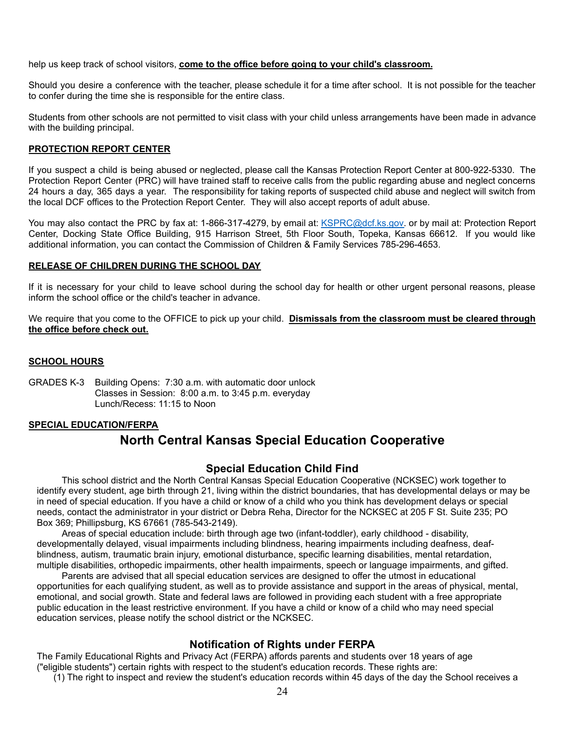help us keep track of school visitors, **come to the office before going to your child's classroom.**

Should you desire a conference with the teacher, please schedule it for a time after school. It is not possible for the teacher to confer during the time she is responsible for the entire class.

Students from other schools are not permitted to visit class with your child unless arrangements have been made in advance with the building principal.

**PROTECTION REPORT CENTER**

If you suspect a child is being abused or neglected, please call the Kansas Protection Report Center at 800-922-5330. The Protection Report Center (PRC) will have trained staff to receive calls from the public regarding abuse and neglect concerns 24 hours a day, 365 days a year. The responsibility for taking reports of suspected child abuse and neglect will switch from the local DCF offices to the Protection Report Center. They will also accept reports of adult abuse.

You may also contact the PRC by fax at: 1-866-317-4279, by email at: KSPRC@dcf.ks.gov. or by mail at: Protection Report Center, Docking State Office Building, 915 Harrison Street, 5th Floor South, Topeka, Kansas 66612. If you would like additional information, you can contact the Commission of Children & Family Services 785-296-4653.

**RELEASE OF CHILDREN DURING THE SCHOOL DAY**

If it is necessary for your child to leave school during the school day for health or other urgent personal reasons, please inform the school office or the child's teacher in advance.

We require that you come to the OFFICE to pick up your child. **Dismissals from the classroom must be cleared through the office before check out.**

**SCHOOL HOURS**

GRADES K-3 Building Opens: 7:30 a.m. with automatic door unlock
Classes in Session: 8:00 a.m. to 3:45 p.m. everyday
Lunch/Recess: 11:15 to Noon

**SPECIAL EDUCATION/FERPA**

# North Central Kansas Special Education Cooperative

## Special Education Child Find

This school district and the North Central Kansas Special Education Cooperative (NCKSEC) work together to identify every student, age birth through 21, living within the district boundaries, that has developmental delays or may be in need of special education. If you have a child or know of a child who you think has development delays or special needs, contact the administrator in your district or Debra Reha, Director for the NCKSEC at 205 F St. Suite 235; PO Box 369; Phillipsburg, KS 67661 (785-543-2149).

Areas of special education include: birth through age two (infant-toddler), early childhood - disability, developmentally delayed, visual impairments including blindness, hearing impairments including deafness, deaf-blindness, autism, traumatic brain injury, emotional disturbance, specific learning disabilities, mental retardation, multiple disabilities, orthopedic impairments, other health impairments, speech or language impairments, and gifted.

Parents are advised that all special education services are designed to offer the utmost in educational opportunities for each qualifying student, as well as to provide assistance and support in the areas of physical, mental, emotional, and social growth. State and federal laws are followed in providing each student with a free appropriate public education in the least restrictive environment. If you have a child or know of a child who may need special education services, please notify the school district or the NCKSEC.

## Notification of Rights under FERPA

The Family Educational Rights and Privacy Act (FERPA) affords parents and students over 18 years of age ("eligible students") certain rights with respect to the student's education records. These rights are:

(1) The right to inspect and review the student's education records within 45 days of the day the School receives a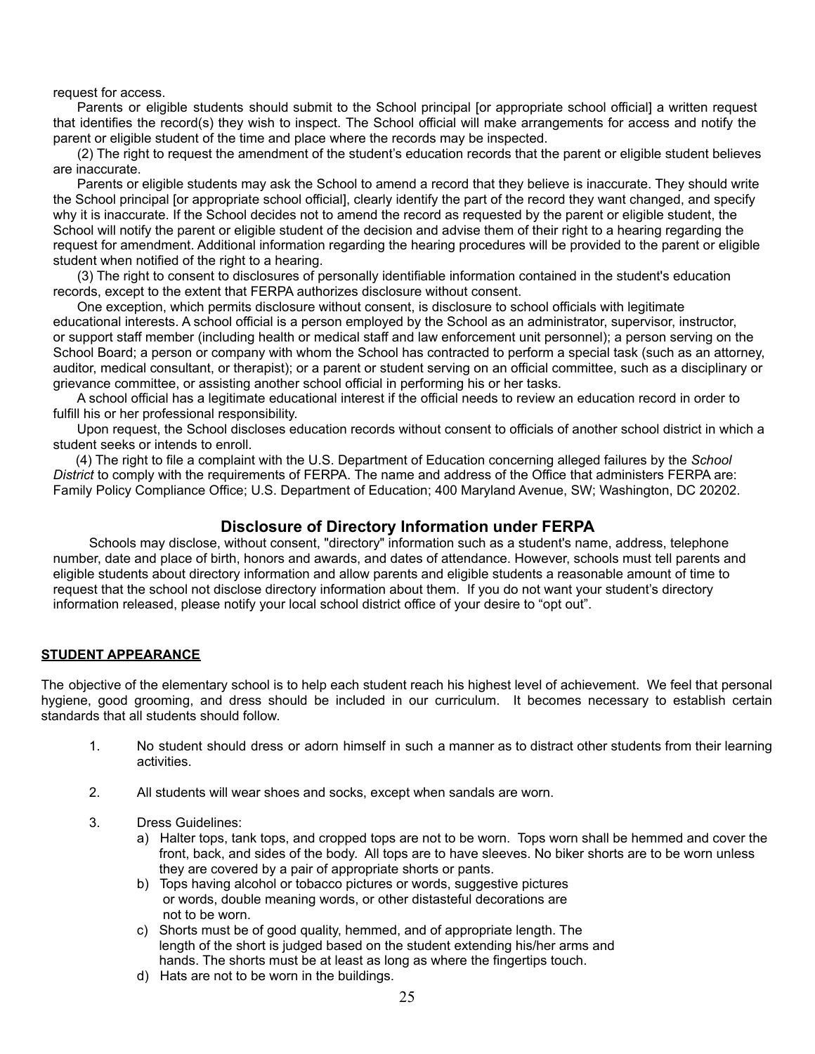request for access.

Parents or eligible students should submit to the School principal [or appropriate school official] a written request that identifies the record(s) they wish to inspect. The School official will make arrangements for access and notify the parent or eligible student of the time and place where the records may be inspected.

(2) The right to request the amendment of the student's education records that the parent or eligible student believes are inaccurate.

Parents or eligible students may ask the School to amend a record that they believe is inaccurate. They should write the School principal [or appropriate school official], clearly identify the part of the record they want changed, and specify why it is inaccurate. If the School decides not to amend the record as requested by the parent or eligible student, the School will notify the parent or eligible student of the decision and advise them of their right to a hearing regarding the request for amendment. Additional information regarding the hearing procedures will be provided to the parent or eligible student when notified of the right to a hearing.

(3) The right to consent to disclosures of personally identifiable information contained in the student's education records, except to the extent that FERPA authorizes disclosure without consent.

One exception, which permits disclosure without consent, is disclosure to school officials with legitimate educational interests. A school official is a person employed by the School as an administrator, supervisor, instructor, or support staff member (including health or medical staff and law enforcement unit personnel); a person serving on the School Board; a person or company with whom the School has contracted to perform a special task (such as an attorney, auditor, medical consultant, or therapist); or a parent or student serving on an official committee, such as a disciplinary or grievance committee, or assisting another school official in performing his or her tasks.

A school official has a legitimate educational interest if the official needs to review an education record in order to fulfill his or her professional responsibility.

Upon request, the School discloses education records without consent to officials of another school district in which a student seeks or intends to enroll.

(4) The right to file a complaint with the U.S. Department of Education concerning alleged failures by the *School District* to comply with the requirements of FERPA. The name and address of the Office that administers FERPA are: Family Policy Compliance Office; U.S. Department of Education; 400 Maryland Avenue, SW; Washington, DC 20202.

## Disclosure of Directory Information under FERPA

Schools may disclose, without consent, "directory" information such as a student's name, address, telephone number, date and place of birth, honors and awards, and dates of attendance. However, schools must tell parents and eligible students about directory information and allow parents and eligible students a reasonable amount of time to request that the school not disclose directory information about them. If you do not want your student's directory information released, please notify your local school district office of your desire to "opt out".

## **STUDENT APPEARANCE**

The objective of the elementary school is to help each student reach his highest level of achievement. We feel that personal hygiene, good grooming, and dress should be included in our curriculum. It becomes necessary to establish certain standards that all students should follow.

1. No student should dress or adorn himself in such a manner as to distract other students from their learning activities.

2. All students will wear shoes and socks, except when sandals are worn.

3. Dress Guidelines:
   a) Halter tops, tank tops, and cropped tops are not to be worn. Tops worn shall be hemmed and cover the front, back, and sides of the body. All tops are to have sleeves. No biker shorts are to be worn unless they are covered by a pair of appropriate shorts or pants.
   b) Tops having alcohol or tobacco pictures or words, suggestive pictures or words, double meaning words, or other distasteful decorations are not to be worn.
   c) Shorts must be of good quality, hemmed, and of appropriate length. The length of the short is judged based on the student extending his/her arms and hands. The shorts must be at least as long as where the fingertips touch.
   d) Hats are not to be worn in the buildings.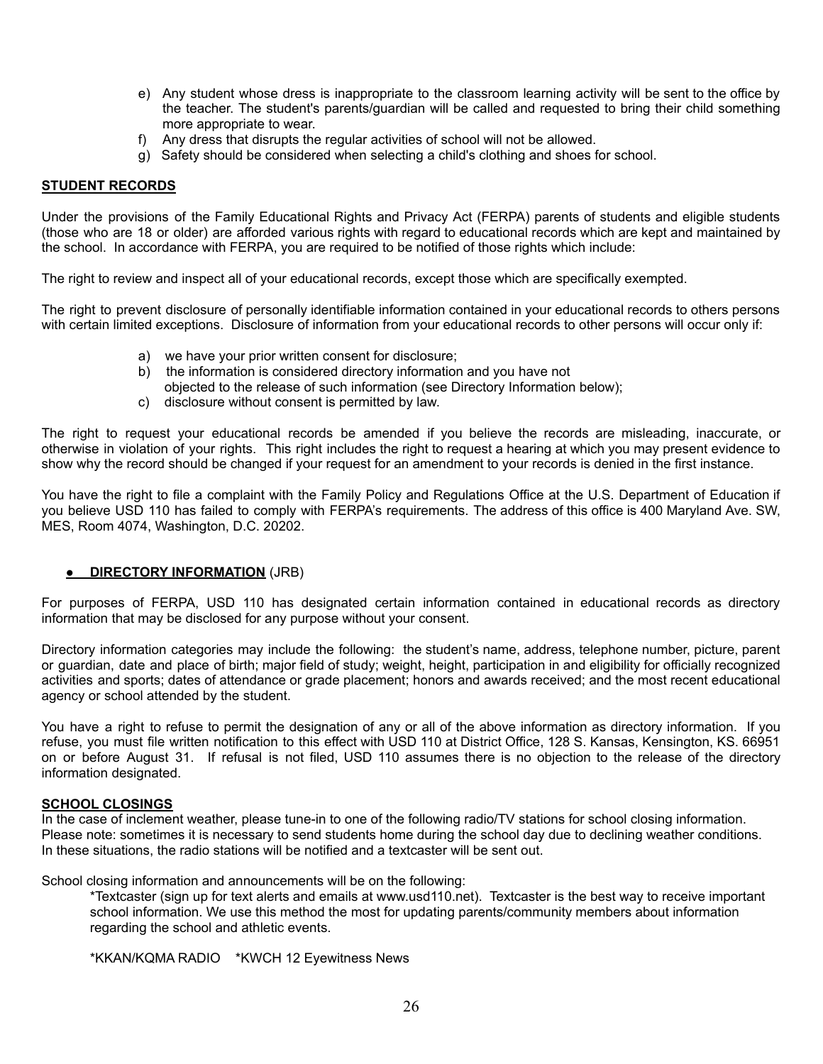e) Any student whose dress is inappropriate to the classroom learning activity will be sent to the office by the teacher. The student's parents/guardian will be called and requested to bring their child something more appropriate to wear.
f) Any dress that disrupts the regular activities of school will not be allowed.
g) Safety should be considered when selecting a child's clothing and shoes for school.

**STUDENT RECORDS**

Under the provisions of the Family Educational Rights and Privacy Act (FERPA) parents of students and eligible students (those who are 18 or older) are afforded various rights with regard to educational records which are kept and maintained by the school. In accordance with FERPA, you are required to be notified of those rights which include:

The right to review and inspect all of your educational records, except those which are specifically exempted.

The right to prevent disclosure of personally identifiable information contained in your educational records to others persons with certain limited exceptions. Disclosure of information from your educational records to other persons will occur only if:

a) we have your prior written consent for disclosure;
b) the information is considered directory information and you have not objected to the release of such information (see Directory Information below);
c) disclosure without consent is permitted by law.

The right to request your educational records be amended if you believe the records are misleading, inaccurate, or otherwise in violation of your rights. This right includes the right to request a hearing at which you may present evidence to show why the record should be changed if your request for an amendment to your records is denied in the first instance.

You have the right to file a complaint with the Family Policy and Regulations Office at the U.S. Department of Education if you believe USD 110 has failed to comply with FERPA's requirements. The address of this office is 400 Maryland Ave. SW, MES, Room 4074, Washington, D.C. 20202.

- **DIRECTORY INFORMATION** (JRB)

For purposes of FERPA, USD 110 has designated certain information contained in educational records as directory information that may be disclosed for any purpose without your consent.

Directory information categories may include the following: the student's name, address, telephone number, picture, parent or guardian, date and place of birth; major field of study; weight, height, participation in and eligibility for officially recognized activities and sports; dates of attendance or grade placement; honors and awards received; and the most recent educational agency or school attended by the student.

You have a right to refuse to permit the designation of any or all of the above information as directory information. If you refuse, you must file written notification to this effect with USD 110 at District Office, 128 S. Kansas, Kensington, KS. 66951 on or before August 31. If refusal is not filed, USD 110 assumes there is no objection to the release of the directory information designated.

**SCHOOL CLOSINGS**

In the case of inclement weather, please tune-in to one of the following radio/TV stations for school closing information. Please note: sometimes it is necessary to send students home during the school day due to declining weather conditions. In these situations, the radio stations will be notified and a textcaster will be sent out.

School closing information and announcements will be on the following:

*Textcaster (sign up for text alerts and emails at www.usd110.net). Textcaster is the best way to receive important school information. We use this method the most for updating parents/community members about information regarding the school and athletic events.

*KKAN/KQMA RADIO *KWCH 12 Eyewitness News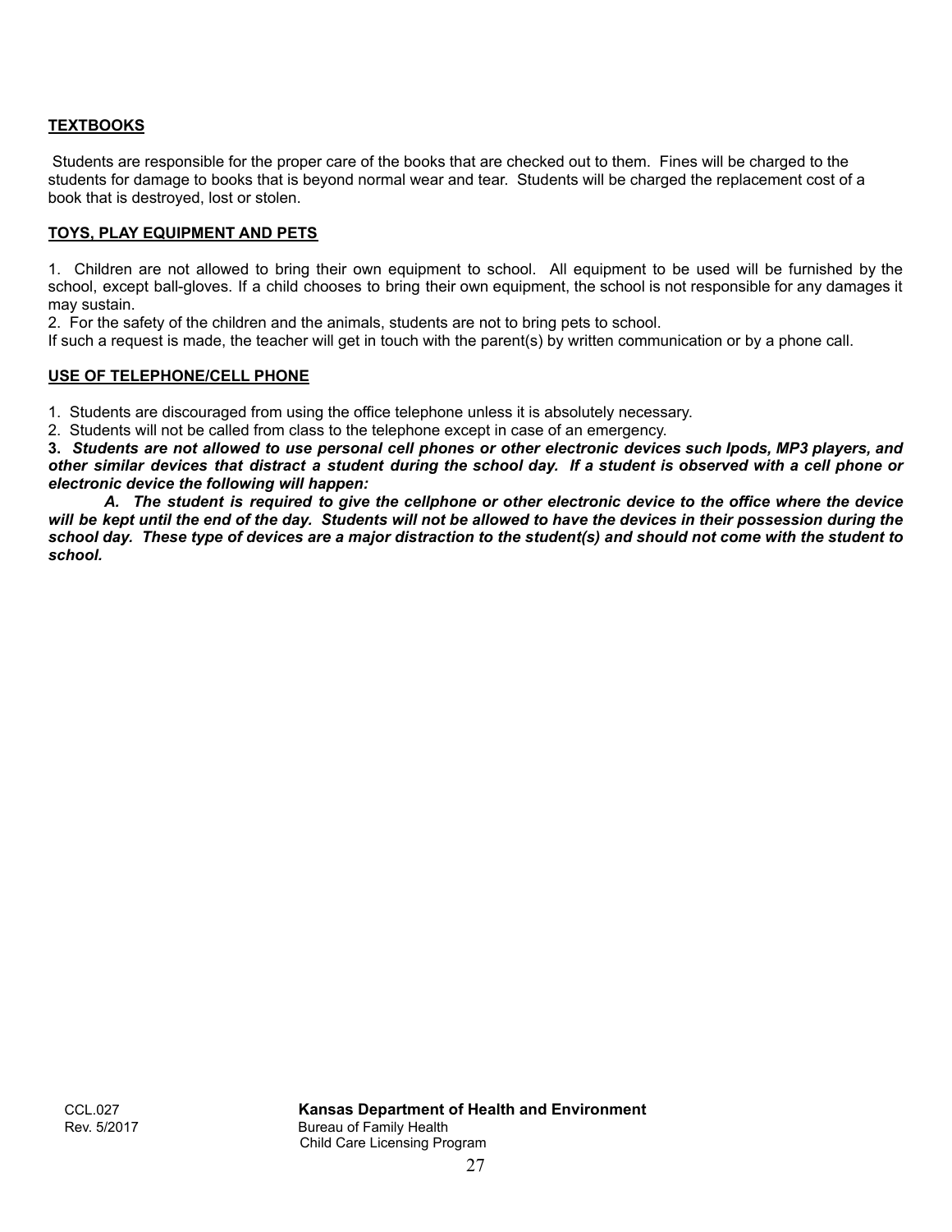**TEXTBOOKS**

Students are responsible for the proper care of the books that are checked out to them. Fines will be charged to the students for damage to books that is beyond normal wear and tear. Students will be charged the replacement cost of a book that is destroyed, lost or stolen.

**TOYS, PLAY EQUIPMENT AND PETS**

1. Children are not allowed to bring their own equipment to school. All equipment to be used will be furnished by the school, except ball-gloves. If a child chooses to bring their own equipment, the school is not responsible for any damages it may sustain.
2. For the safety of the children and the animals, students are not to bring pets to school.

If such a request is made, the teacher will get in touch with the parent(s) by written communication or by a phone call.

**USE OF TELEPHONE/CELL PHONE**

1. Students are discouraged from using the office telephone unless it is absolutely necessary.
2. Students will not be called from class to the telephone except in case of an emergency.

**3.** ***Students are not allowed to use personal cell phones or other electronic devices such Ipods, MP3 players, and other similar devices that distract a student during the school day. If a student is observed with a cell phone or electronic device the following will happen:***

***A. The student is required to give the cellphone or other electronic device to the office where the device will be kept until the end of the day. Students will not be allowed to have the devices in their possession during the school day. These type of devices are a major distraction to the student(s) and should not come with the student to school.***

CCL.027
Rev. 5/2017

**Kansas Department of Health and Environment**
Bureau of Family Health
Child Care Licensing Program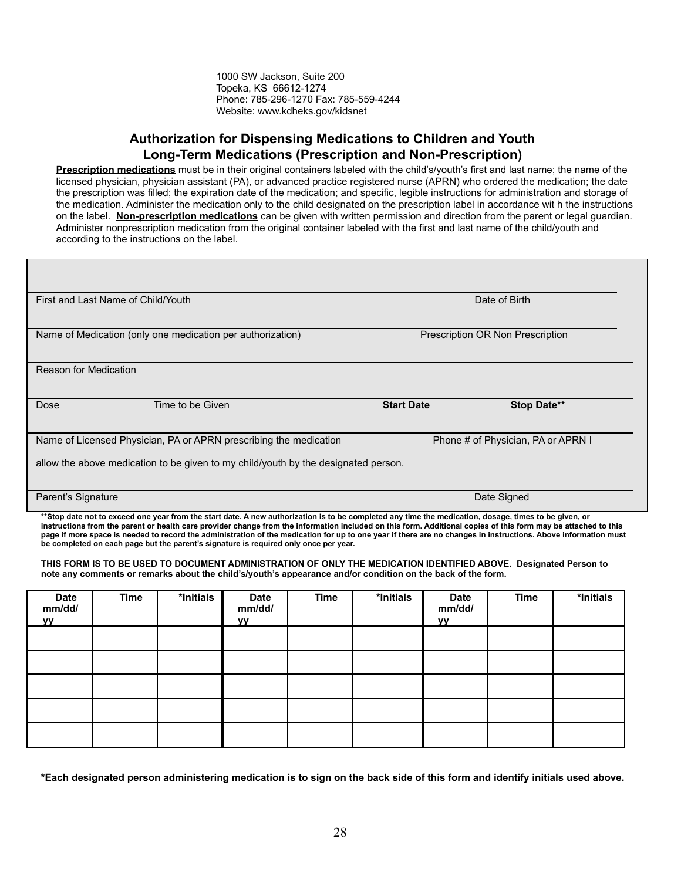1000 SW Jackson, Suite 200
Topeka, KS 66612-1274
Phone: 785-296-1270 Fax: 785-559-4244
Website: www.kdheks.gov/kidsnet

## Authorization for Dispensing Medications to Children and Youth
## Long-Term Medications (Prescription and Non-Prescription)

**Prescription medications** must be in their original containers labeled with the child's/youth's first and last name; the name of the licensed physician, physician assistant (PA), or advanced practice registered nurse (APRN) who ordered the medication; the date the prescription was filled; the expiration date of the medication; and specific, legible instructions for administration and storage of the medication. Administer the medication only to the child designated on the prescription label in accordance wit h the instructions on the label. **Non-prescription medications** can be given with written permission and direction from the parent or legal guardian. Administer nonprescription medication from the original container labeled with the first and last name of the child/youth and according to the instructions on the label.

First and Last Name of Child/Youth ____________________ Date of Birth ____________________

Name of Medication (only one medication per authorization) ____________________ Prescription OR Non Prescription ____________________

Reason for Medication ____________________

Dose ____________________ Time to be Given ____________________ **Start Date** ____________________ **Stop Date**** ____________________

Name of Licensed Physician, PA or APRN prescribing the medication ____________________ Phone # of Physician, PA or APRN

I allow the above medication to be given to my child/youth by the designated person.

Parent's Signature ____________________ Date Signed ____________________

****Stop date not to exceed one year from the start date. A new authorization is to be completed any time the medication, dosage, times to be given, or instructions from the parent or health care provider change from the information included on this form. Additional copies of this form may be attached to this page if more space is needed to record the administration of the medication for up to one year if there are no changes in instructions. Above information must be completed on each page but the parent's signature is required only once per year.**

**THIS FORM IS TO BE USED TO DOCUMENT ADMINISTRATION OF ONLY THE MEDICATION IDENTIFIED ABOVE. Designated Person to note any comments or remarks about the child's/youth's appearance and/or condition on the back of the form.**

| Date mm/dd/yy | Time | *Initials | Date mm/dd/yy | Time | *Initials | Date mm/dd/yy | Time | *Initials |
|---|---|---|---|---|---|---|---|---|
| | | | | | | | | |
| | | | | | | | | |
| | | | | | | | | |
| | | | | | | | | |
| | | | | | | | | |

**\*Each designated person administering medication is to sign on the back side of this form and identify initials used above.**